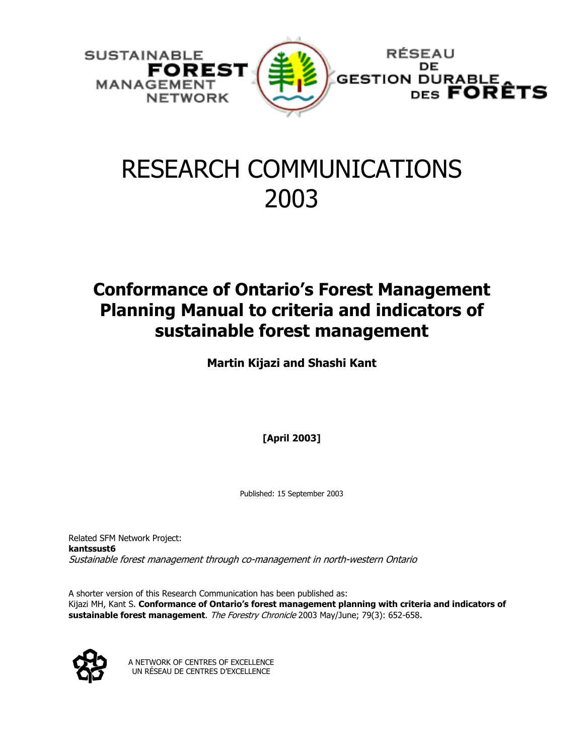SUSTAINABLE **FOREST** MANAGEMENT NETWORK

RÉSEAU DE GESTION DURABLE DES **FORÊTS**

# RESEARCH COMMUNICATIONS 2003

## Conformance of Ontario's Forest Management Planning Manual to criteria and indicators of sustainable forest management

**Martin Kijazi and Shashi Kant**

**[April 2003]**

Published: 15 September 2003

Related SFM Network Project:
**kantssust6**
*Sustainable forest management through co-management in north-western Ontario*

A shorter version of this Research Communication has been published as:
Kijazi MH, Kant S. **Conformance of Ontario's forest management planning with criteria and indicators of sustainable forest management**. *The Forestry Chronicle* 2003 May/June; 79(3): 652-658.

A NETWORK OF CENTRES OF EXCELLENCE
UN RÉSEAU DE CENTRES D'EXCELLENCE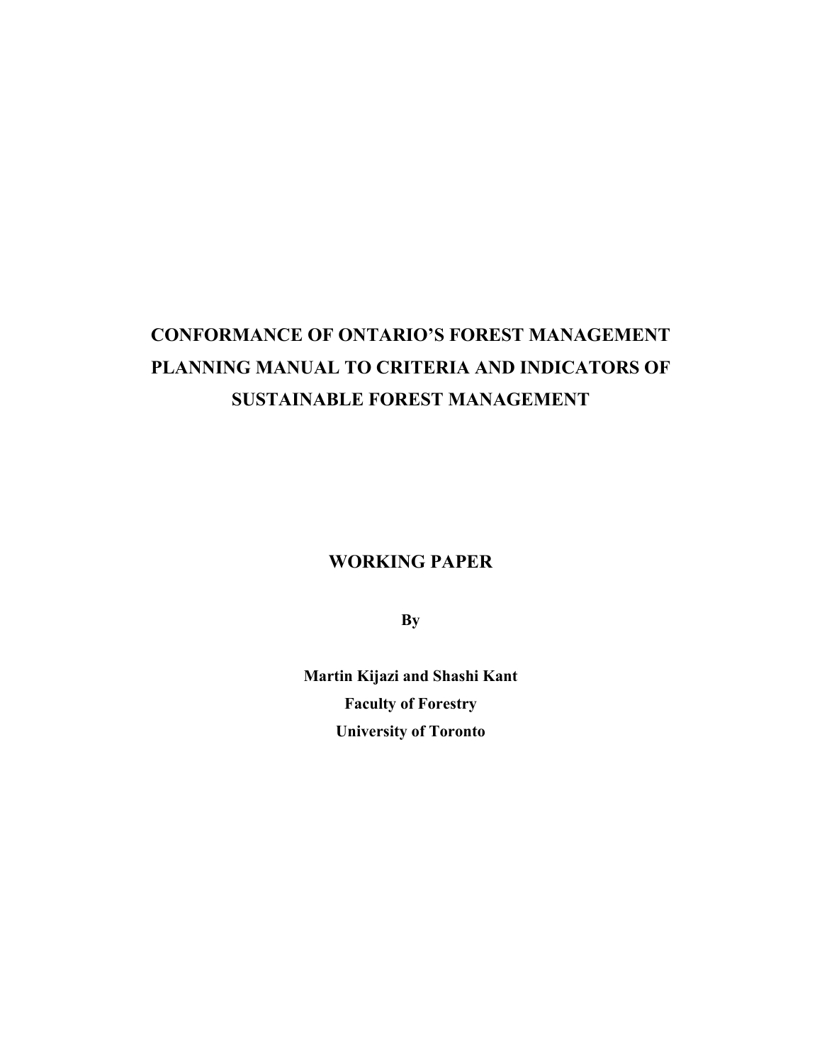# CONFORMANCE OF ONTARIO'S FOREST MANAGEMENT PLANNING MANUAL TO CRITERIA AND INDICATORS OF SUSTAINABLE FOREST MANAGEMENT

## WORKING PAPER

**By**

**Martin Kijazi and Shashi Kant**
**Faculty of Forestry**
**University of Toronto**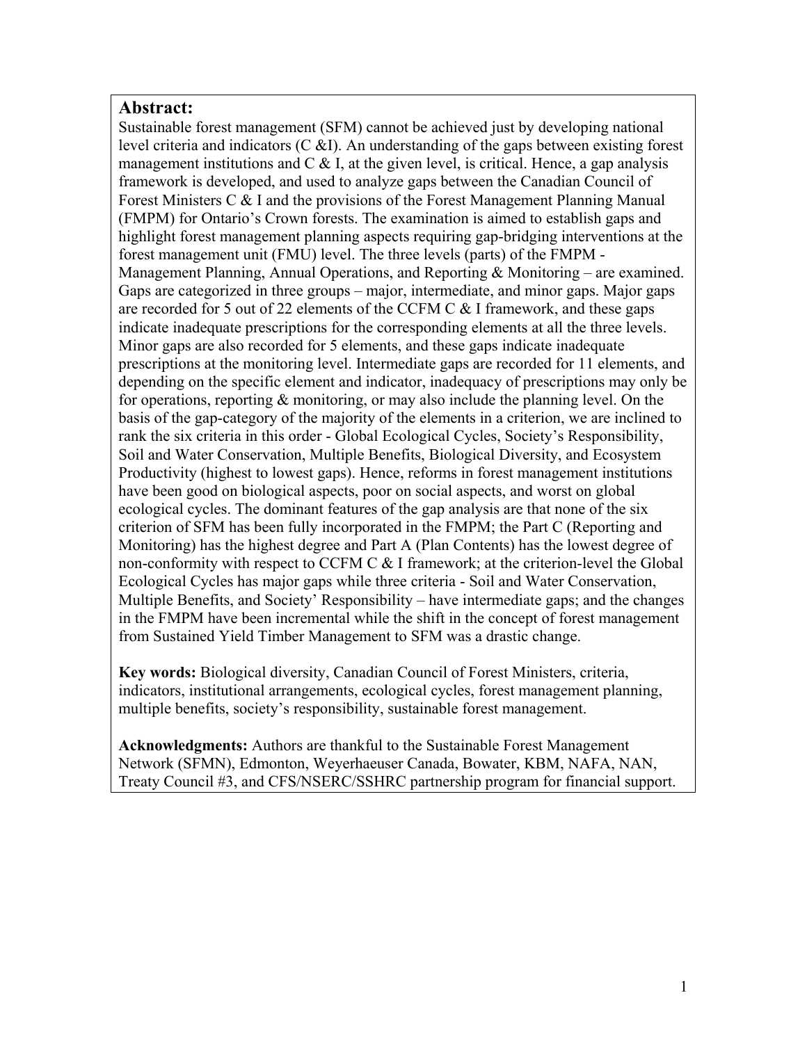## Abstract:

Sustainable forest management (SFM) cannot be achieved just by developing national level criteria and indicators (C &I). An understanding of the gaps between existing forest management institutions and C & I, at the given level, is critical. Hence, a gap analysis framework is developed, and used to analyze gaps between the Canadian Council of Forest Ministers C & I and the provisions of the Forest Management Planning Manual (FMPM) for Ontario's Crown forests. The examination is aimed to establish gaps and highlight forest management planning aspects requiring gap-bridging interventions at the forest management unit (FMU) level. The three levels (parts) of the FMPM - Management Planning, Annual Operations, and Reporting & Monitoring – are examined. Gaps are categorized in three groups – major, intermediate, and minor gaps. Major gaps are recorded for 5 out of 22 elements of the CCFM C & I framework, and these gaps indicate inadequate prescriptions for the corresponding elements at all the three levels. Minor gaps are also recorded for 5 elements, and these gaps indicate inadequate prescriptions at the monitoring level. Intermediate gaps are recorded for 11 elements, and depending on the specific element and indicator, inadequacy of prescriptions may only be for operations, reporting & monitoring, or may also include the planning level. On the basis of the gap-category of the majority of the elements in a criterion, we are inclined to rank the six criteria in this order - Global Ecological Cycles, Society's Responsibility, Soil and Water Conservation, Multiple Benefits, Biological Diversity, and Ecosystem Productivity (highest to lowest gaps). Hence, reforms in forest management institutions have been good on biological aspects, poor on social aspects, and worst on global ecological cycles. The dominant features of the gap analysis are that none of the six criterion of SFM has been fully incorporated in the FMPM; the Part C (Reporting and Monitoring) has the highest degree and Part A (Plan Contents) has the lowest degree of non-conformity with respect to CCFM C & I framework; at the criterion-level the Global Ecological Cycles has major gaps while three criteria - Soil and Water Conservation, Multiple Benefits, and Society' Responsibility – have intermediate gaps; and the changes in the FMPM have been incremental while the shift in the concept of forest management from Sustained Yield Timber Management to SFM was a drastic change.

**Key words:** Biological diversity, Canadian Council of Forest Ministers, criteria, indicators, institutional arrangements, ecological cycles, forest management planning, multiple benefits, society's responsibility, sustainable forest management.

**Acknowledgments:** Authors are thankful to the Sustainable Forest Management Network (SFMN), Edmonton, Weyerhaeuser Canada, Bowater, KBM, NAFA, NAN, Treaty Council #3, and CFS/NSERC/SSHRC partnership program for financial support.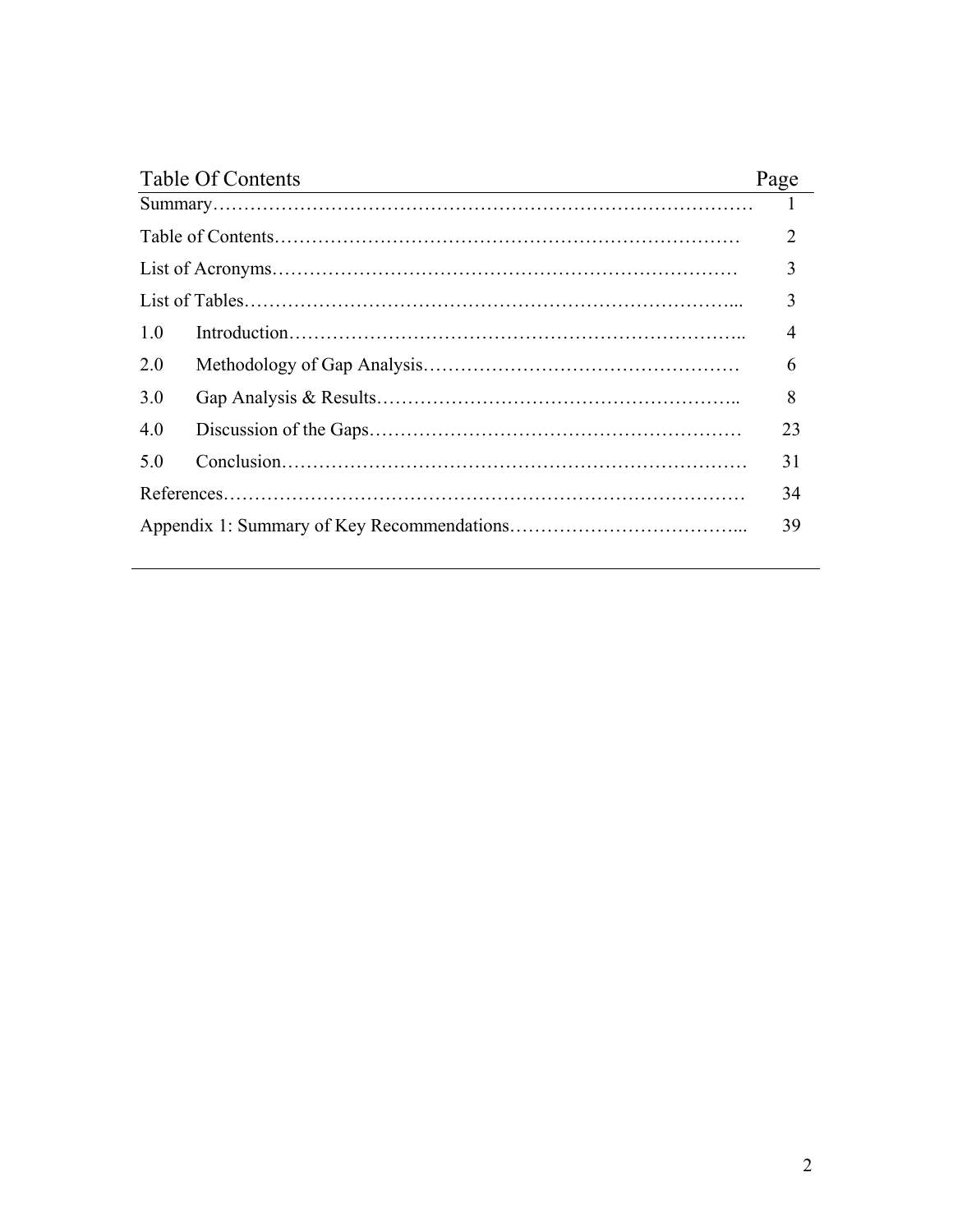| Table Of Contents | | Page |
|---|---|---|
| Summary | | 1 |
| Table of Contents | | 2 |
| List of Acronyms | | 3 |
| List of Tables | | 3 |
| 1.0 | Introduction | 4 |
| 2.0 | Methodology of Gap Analysis | 6 |
| 3.0 | Gap Analysis & Results | 8 |
| 4.0 | Discussion of the Gaps | 23 |
| 5.0 | Conclusion | 31 |
| References | | 34 |
| Appendix 1: Summary of Key Recommendations | | 39 |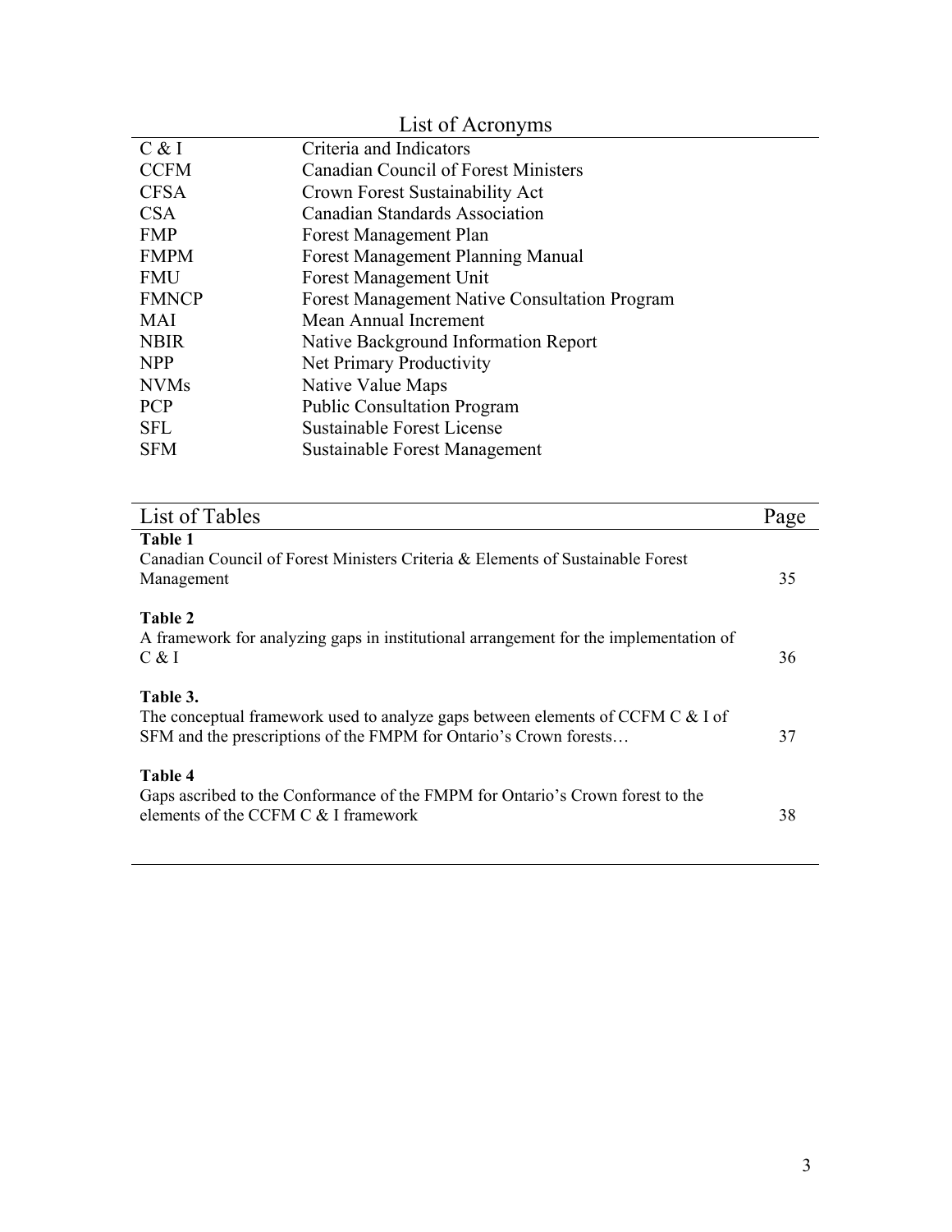## List of Acronyms

| | |
|---|---|
| C & I | Criteria and Indicators |
| CCFM | Canadian Council of Forest Ministers |
| CFSA | Crown Forest Sustainability Act |
| CSA | Canadian Standards Association |
| FMP | Forest Management Plan |
| FMPM | Forest Management Planning Manual |
| FMU | Forest Management Unit |
| FMNCP | Forest Management Native Consultation Program |
| MAI | Mean Annual Increment |
| NBIR | Native Background Information Report |
| NPP | Net Primary Productivity |
| NVMs | Native Value Maps |
| PCP | Public Consultation Program |
| SFL | Sustainable Forest License |
| SFM | Sustainable Forest Management |

## List of Tables

| List of Tables | Page |
|---|---|
| **Table 1**<br>Canadian Council of Forest Ministers Criteria & Elements of Sustainable Forest Management | 35 |
| **Table 2**<br>A framework for analyzing gaps in institutional arrangement for the implementation of C & I | 36 |
| **Table 3.**<br>The conceptual framework used to analyze gaps between elements of CCFM C & I of SFM and the prescriptions of the FMPM for Ontario's Crown forests… | 37 |
| **Table 4**<br>Gaps ascribed to the Conformance of the FMPM for Ontario's Crown forest to the elements of the CCFM C & I framework | 38 |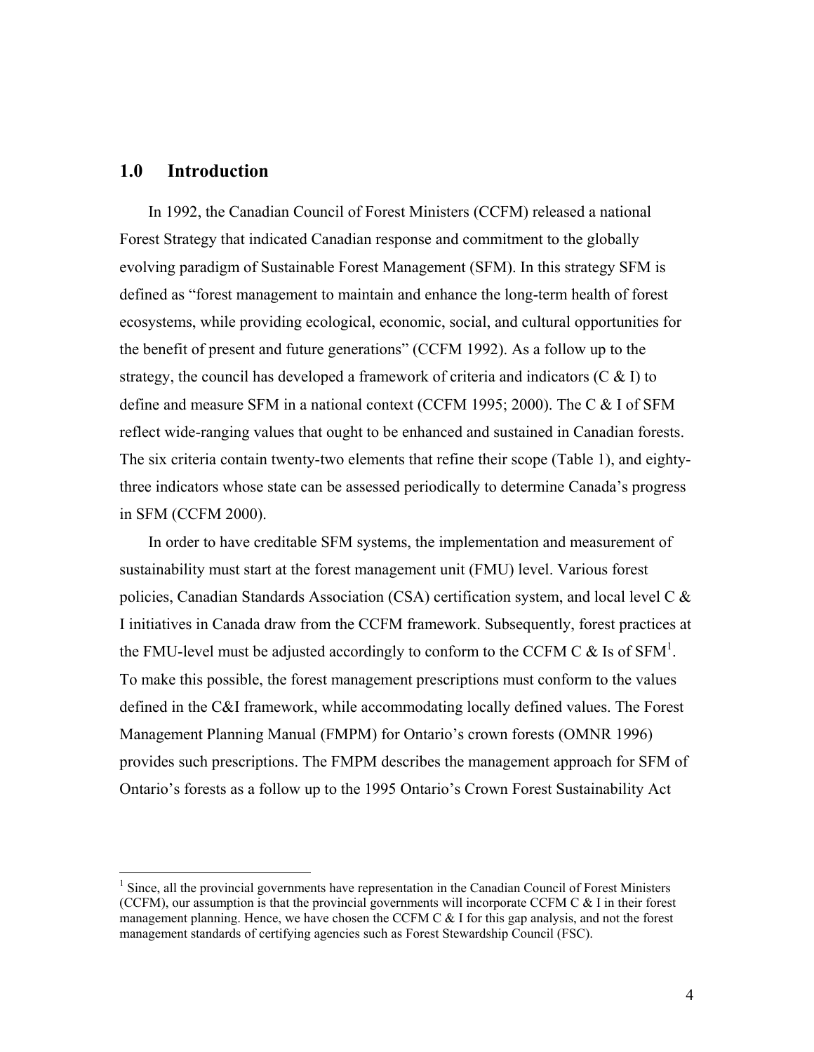# 1.0 Introduction

In 1992, the Canadian Council of Forest Ministers (CCFM) released a national Forest Strategy that indicated Canadian response and commitment to the globally evolving paradigm of Sustainable Forest Management (SFM). In this strategy SFM is defined as "forest management to maintain and enhance the long-term health of forest ecosystems, while providing ecological, economic, social, and cultural opportunities for the benefit of present and future generations" (CCFM 1992). As a follow up to the strategy, the council has developed a framework of criteria and indicators (C & I) to define and measure SFM in a national context (CCFM 1995; 2000). The C & I of SFM reflect wide-ranging values that ought to be enhanced and sustained in Canadian forests. The six criteria contain twenty-two elements that refine their scope (Table 1), and eighty-three indicators whose state can be assessed periodically to determine Canada's progress in SFM (CCFM 2000).

In order to have creditable SFM systems, the implementation and measurement of sustainability must start at the forest management unit (FMU) level. Various forest policies, Canadian Standards Association (CSA) certification system, and local level C & I initiatives in Canada draw from the CCFM framework. Subsequently, forest practices at the FMU-level must be adjusted accordingly to conform to the CCFM C & Is of SFM[1]. To make this possible, the forest management prescriptions must conform to the values defined in the C&I framework, while accommodating locally defined values. The Forest Management Planning Manual (FMPM) for Ontario's crown forests (OMNR 1996) provides such prescriptions. The FMPM describes the management approach for SFM of Ontario's forests as a follow up to the 1995 Ontario's Crown Forest Sustainability Act

[1] Since, all the provincial governments have representation in the Canadian Council of Forest Ministers (CCFM), our assumption is that the provincial governments will incorporate CCFM C & I in their forest management planning. Hence, we have chosen the CCFM C & I for this gap analysis, and not the forest management standards of certifying agencies such as Forest Stewardship Council (FSC).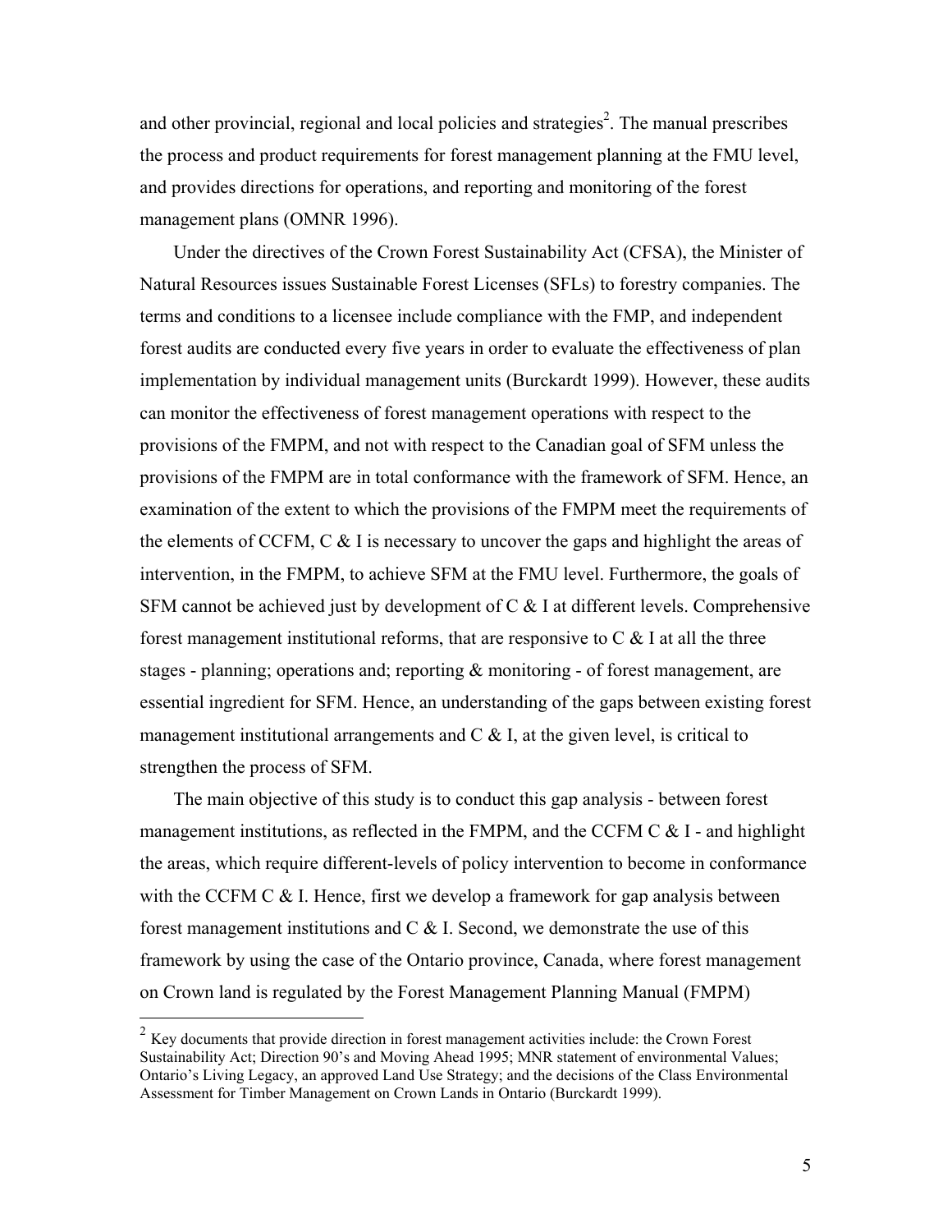and other provincial, regional and local policies and strategies[2]. The manual prescribes the process and product requirements for forest management planning at the FMU level, and provides directions for operations, and reporting and monitoring of the forest management plans (OMNR 1996).

Under the directives of the Crown Forest Sustainability Act (CFSA), the Minister of Natural Resources issues Sustainable Forest Licenses (SFLs) to forestry companies. The terms and conditions to a licensee include compliance with the FMP, and independent forest audits are conducted every five years in order to evaluate the effectiveness of plan implementation by individual management units (Burckardt 1999). However, these audits can monitor the effectiveness of forest management operations with respect to the provisions of the FMPM, and not with respect to the Canadian goal of SFM unless the provisions of the FMPM are in total conformance with the framework of SFM. Hence, an examination of the extent to which the provisions of the FMPM meet the requirements of the elements of CCFM, C & I is necessary to uncover the gaps and highlight the areas of intervention, in the FMPM, to achieve SFM at the FMU level. Furthermore, the goals of SFM cannot be achieved just by development of C & I at different levels. Comprehensive forest management institutional reforms, that are responsive to C & I at all the three stages - planning; operations and; reporting & monitoring - of forest management, are essential ingredient for SFM. Hence, an understanding of the gaps between existing forest management institutional arrangements and C & I, at the given level, is critical to strengthen the process of SFM.

The main objective of this study is to conduct this gap analysis - between forest management institutions, as reflected in the FMPM, and the CCFM C & I - and highlight the areas, which require different-levels of policy intervention to become in conformance with the CCFM C & I. Hence, first we develop a framework for gap analysis between forest management institutions and C & I. Second, we demonstrate the use of this framework by using the case of the Ontario province, Canada, where forest management on Crown land is regulated by the Forest Management Planning Manual (FMPM)

[2] Key documents that provide direction in forest management activities include: the Crown Forest Sustainability Act; Direction 90's and Moving Ahead 1995; MNR statement of environmental Values; Ontario's Living Legacy, an approved Land Use Strategy; and the decisions of the Class Environmental Assessment for Timber Management on Crown Lands in Ontario (Burckardt 1999).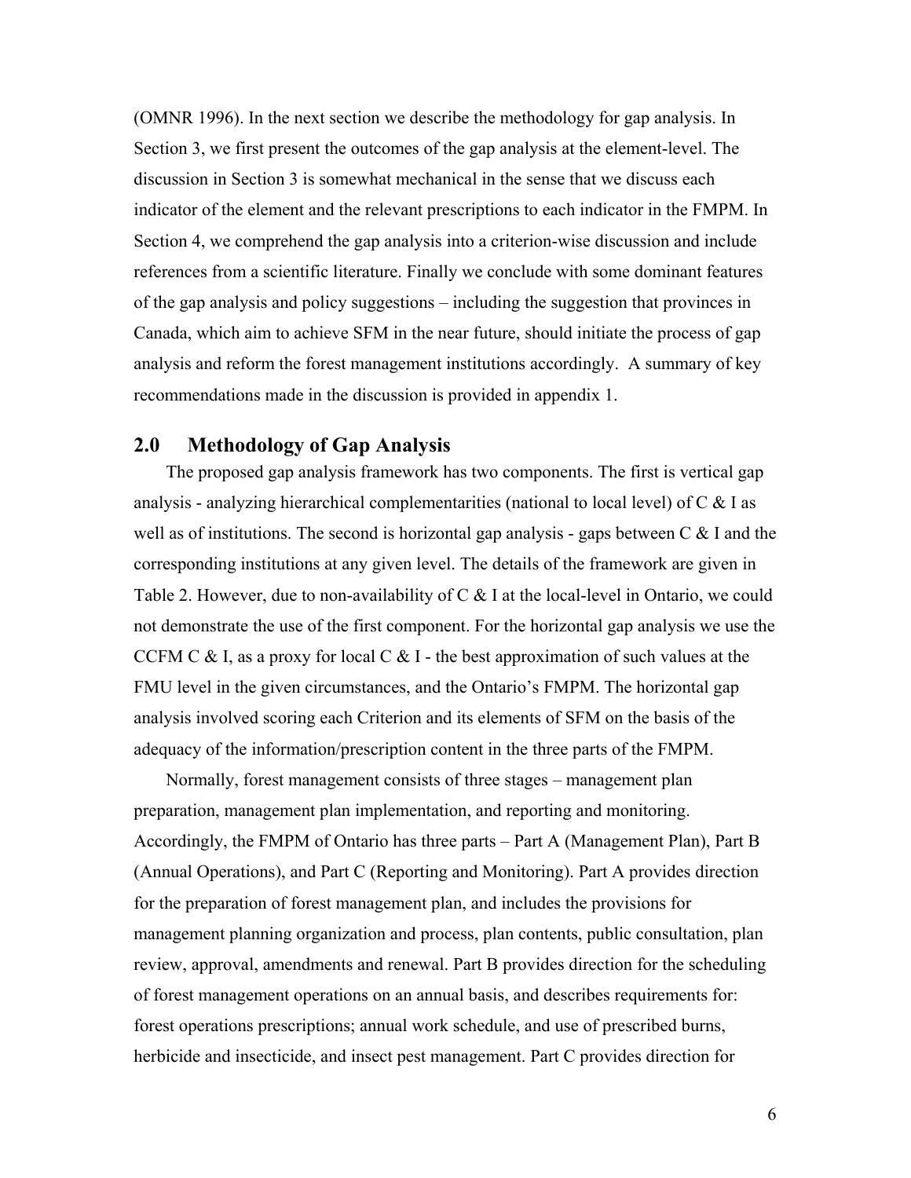(OMNR 1996). In the next section we describe the methodology for gap analysis. In Section 3, we first present the outcomes of the gap analysis at the element-level. The discussion in Section 3 is somewhat mechanical in the sense that we discuss each indicator of the element and the relevant prescriptions to each indicator in the FMPM. In Section 4, we comprehend the gap analysis into a criterion-wise discussion and include references from a scientific literature. Finally we conclude with some dominant features of the gap analysis and policy suggestions – including the suggestion that provinces in Canada, which aim to achieve SFM in the near future, should initiate the process of gap analysis and reform the forest management institutions accordingly. A summary of key recommendations made in the discussion is provided in appendix 1.

## 2.0 Methodology of Gap Analysis

The proposed gap analysis framework has two components. The first is vertical gap analysis - analyzing hierarchical complementarities (national to local level) of C & I as well as of institutions. The second is horizontal gap analysis - gaps between C & I and the corresponding institutions at any given level. The details of the framework are given in Table 2. However, due to non-availability of C & I at the local-level in Ontario, we could not demonstrate the use of the first component. For the horizontal gap analysis we use the CCFM C & I, as a proxy for local C & I - the best approximation of such values at the FMU level in the given circumstances, and the Ontario's FMPM. The horizontal gap analysis involved scoring each Criterion and its elements of SFM on the basis of the adequacy of the information/prescription content in the three parts of the FMPM.

Normally, forest management consists of three stages – management plan preparation, management plan implementation, and reporting and monitoring. Accordingly, the FMPM of Ontario has three parts – Part A (Management Plan), Part B (Annual Operations), and Part C (Reporting and Monitoring). Part A provides direction for the preparation of forest management plan, and includes the provisions for management planning organization and process, plan contents, public consultation, plan review, approval, amendments and renewal. Part B provides direction for the scheduling of forest management operations on an annual basis, and describes requirements for: forest operations prescriptions; annual work schedule, and use of prescribed burns, herbicide and insecticide, and insect pest management. Part C provides direction for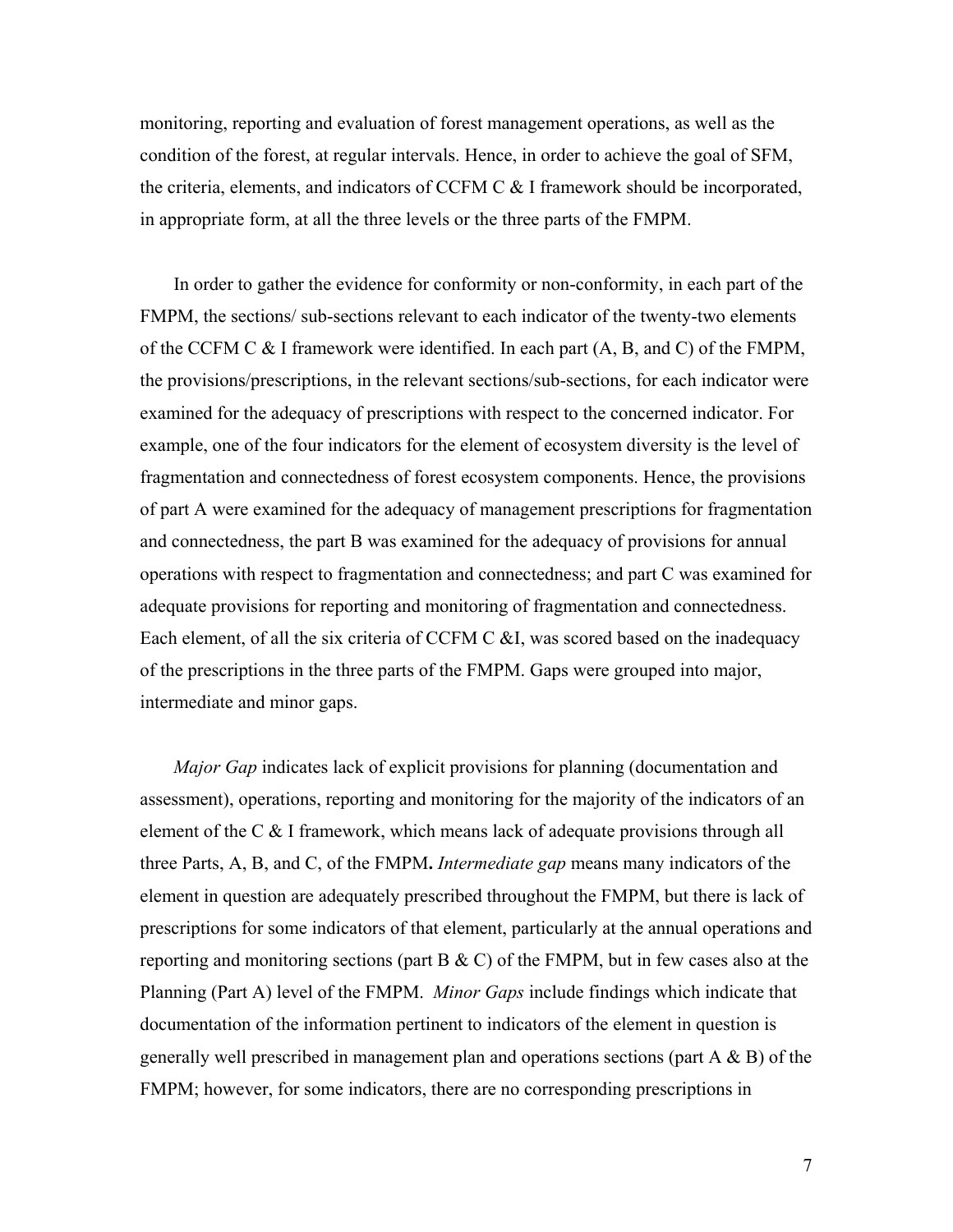monitoring, reporting and evaluation of forest management operations, as well as the condition of the forest, at regular intervals. Hence, in order to achieve the goal of SFM, the criteria, elements, and indicators of CCFM C & I framework should be incorporated, in appropriate form, at all the three levels or the three parts of the FMPM.

In order to gather the evidence for conformity or non-conformity, in each part of the FMPM, the sections/ sub-sections relevant to each indicator of the twenty-two elements of the CCFM C & I framework were identified. In each part (A, B, and C) of the FMPM, the provisions/prescriptions, in the relevant sections/sub-sections, for each indicator were examined for the adequacy of prescriptions with respect to the concerned indicator. For example, one of the four indicators for the element of ecosystem diversity is the level of fragmentation and connectedness of forest ecosystem components. Hence, the provisions of part A were examined for the adequacy of management prescriptions for fragmentation and connectedness, the part B was examined for the adequacy of provisions for annual operations with respect to fragmentation and connectedness; and part C was examined for adequate provisions for reporting and monitoring of fragmentation and connectedness. Each element, of all the six criteria of CCFM C &I, was scored based on the inadequacy of the prescriptions in the three parts of the FMPM. Gaps were grouped into major, intermediate and minor gaps.

*Major Gap* indicates lack of explicit provisions for planning (documentation and assessment), operations, reporting and monitoring for the majority of the indicators of an element of the C & I framework, which means lack of adequate provisions through all three Parts, A, B, and C, of the FMPM**.** *Intermediate gap* means many indicators of the element in question are adequately prescribed throughout the FMPM, but there is lack of prescriptions for some indicators of that element, particularly at the annual operations and reporting and monitoring sections (part B & C) of the FMPM, but in few cases also at the Planning (Part A) level of the FMPM. *Minor Gaps* include findings which indicate that documentation of the information pertinent to indicators of the element in question is generally well prescribed in management plan and operations sections (part A & B) of the FMPM; however, for some indicators, there are no corresponding prescriptions in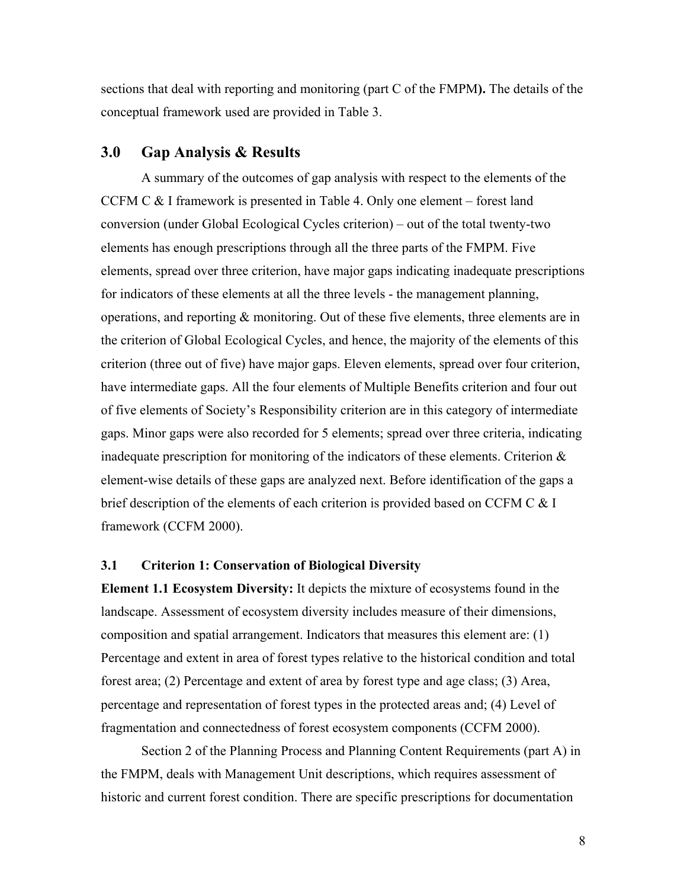sections that deal with reporting and monitoring (part C of the FMPM**).** The details of the conceptual framework used are provided in Table 3.

## 3.0 Gap Analysis & Results

A summary of the outcomes of gap analysis with respect to the elements of the CCFM C & I framework is presented in Table 4. Only one element – forest land conversion (under Global Ecological Cycles criterion) – out of the total twenty-two elements has enough prescriptions through all the three parts of the FMPM. Five elements, spread over three criterion, have major gaps indicating inadequate prescriptions for indicators of these elements at all the three levels - the management planning, operations, and reporting & monitoring. Out of these five elements, three elements are in the criterion of Global Ecological Cycles, and hence, the majority of the elements of this criterion (three out of five) have major gaps. Eleven elements, spread over four criterion, have intermediate gaps. All the four elements of Multiple Benefits criterion and four out of five elements of Society's Responsibility criterion are in this category of intermediate gaps. Minor gaps were also recorded for 5 elements; spread over three criteria, indicating inadequate prescription for monitoring of the indicators of these elements. Criterion & element-wise details of these gaps are analyzed next. Before identification of the gaps a brief description of the elements of each criterion is provided based on CCFM C & I framework (CCFM 2000).

### 3.1 Criterion 1: Conservation of Biological Diversity

**Element 1.1 Ecosystem Diversity:** It depicts the mixture of ecosystems found in the landscape. Assessment of ecosystem diversity includes measure of their dimensions, composition and spatial arrangement. Indicators that measures this element are: (1) Percentage and extent in area of forest types relative to the historical condition and total forest area; (2) Percentage and extent of area by forest type and age class; (3) Area, percentage and representation of forest types in the protected areas and; (4) Level of fragmentation and connectedness of forest ecosystem components (CCFM 2000).

Section 2 of the Planning Process and Planning Content Requirements (part A) in the FMPM, deals with Management Unit descriptions, which requires assessment of historic and current forest condition. There are specific prescriptions for documentation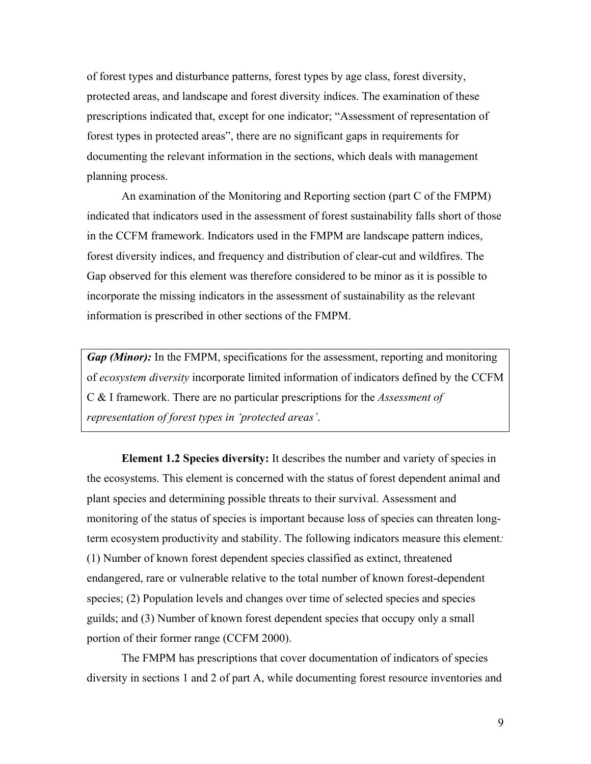of forest types and disturbance patterns, forest types by age class, forest diversity, protected areas, and landscape and forest diversity indices. The examination of these prescriptions indicated that, except for one indicator; "Assessment of representation of forest types in protected areas", there are no significant gaps in requirements for documenting the relevant information in the sections, which deals with management planning process.

An examination of the Monitoring and Reporting section (part C of the FMPM) indicated that indicators used in the assessment of forest sustainability falls short of those in the CCFM framework. Indicators used in the FMPM are landscape pattern indices, forest diversity indices, and frequency and distribution of clear-cut and wildfires. The Gap observed for this element was therefore considered to be minor as it is possible to incorporate the missing indicators in the assessment of sustainability as the relevant information is prescribed in other sections of the FMPM.

> ***Gap (Minor):*** In the FMPM, specifications for the assessment, reporting and monitoring of *ecosystem diversity* incorporate limited information of indicators defined by the CCFM C & I framework. There are no particular prescriptions for the *Assessment of representation of forest types in 'protected areas'*.

**Element 1.2 Species diversity:** It describes the number and variety of species in the ecosystems. This element is concerned with the status of forest dependent animal and plant species and determining possible threats to their survival. Assessment and monitoring of the status of species is important because loss of species can threaten long-term ecosystem productivity and stability. The following indicators measure this element*:* (1) Number of known forest dependent species classified as extinct, threatened endangered, rare or vulnerable relative to the total number of known forest-dependent species; (2) Population levels and changes over time of selected species and species guilds; and (3) Number of known forest dependent species that occupy only a small portion of their former range (CCFM 2000).

The FMPM has prescriptions that cover documentation of indicators of species diversity in sections 1 and 2 of part A, while documenting forest resource inventories and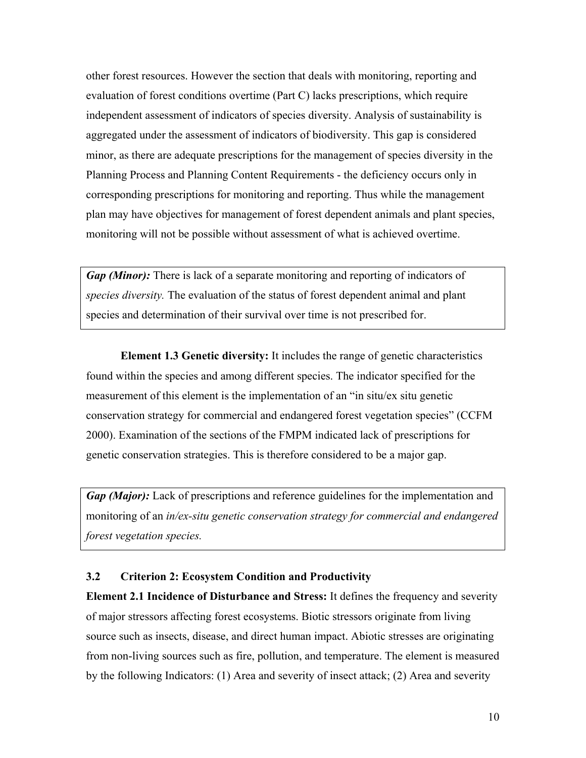other forest resources. However the section that deals with monitoring, reporting and evaluation of forest conditions overtime (Part C) lacks prescriptions, which require independent assessment of indicators of species diversity. Analysis of sustainability is aggregated under the assessment of indicators of biodiversity. This gap is considered minor, as there are adequate prescriptions for the management of species diversity in the Planning Process and Planning Content Requirements - the deficiency occurs only in corresponding prescriptions for monitoring and reporting. Thus while the management plan may have objectives for management of forest dependent animals and plant species, monitoring will not be possible without assessment of what is achieved overtime.

> ***Gap (Minor):*** There is lack of a separate monitoring and reporting of indicators of *species diversity.* The evaluation of the status of forest dependent animal and plant species and determination of their survival over time is not prescribed for.

**Element 1.3 Genetic diversity:** It includes the range of genetic characteristics found within the species and among different species. The indicator specified for the measurement of this element is the implementation of an "in situ/ex situ genetic conservation strategy for commercial and endangered forest vegetation species" (CCFM 2000). Examination of the sections of the FMPM indicated lack of prescriptions for genetic conservation strategies. This is therefore considered to be a major gap.

> ***Gap (Major):*** Lack of prescriptions and reference guidelines for the implementation and monitoring of an *in/ex-situ genetic conservation strategy for commercial and endangered forest vegetation species.*

### 3.2 Criterion 2: Ecosystem Condition and Productivity

**Element 2.1 Incidence of Disturbance and Stress:** It defines the frequency and severity of major stressors affecting forest ecosystems. Biotic stressors originate from living source such as insects, disease, and direct human impact. Abiotic stresses are originating from non-living sources such as fire, pollution, and temperature. The element is measured by the following Indicators: (1) Area and severity of insect attack; (2) Area and severity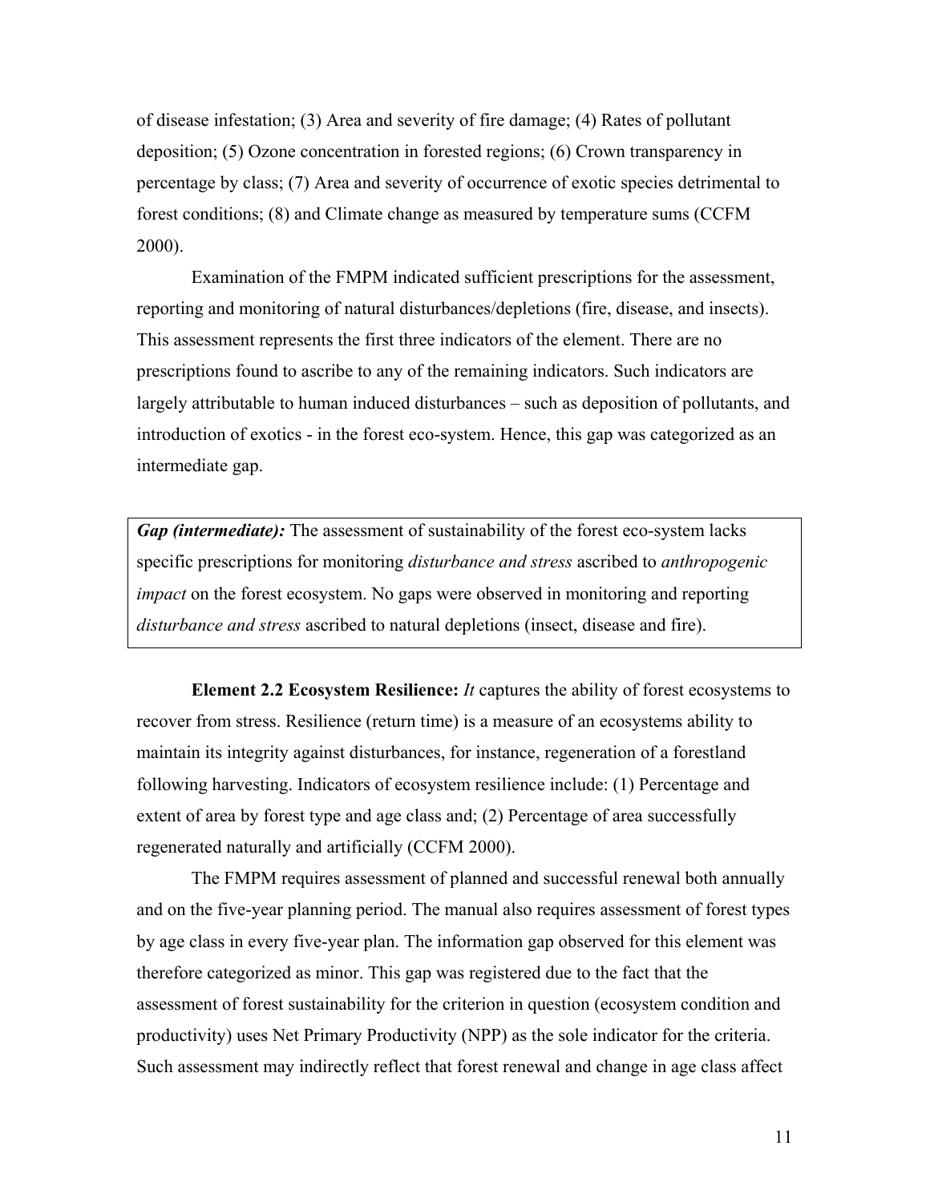of disease infestation; (3) Area and severity of fire damage; (4) Rates of pollutant deposition; (5) Ozone concentration in forested regions; (6) Crown transparency in percentage by class; (7) Area and severity of occurrence of exotic species detrimental to forest conditions; (8) and Climate change as measured by temperature sums (CCFM 2000).

Examination of the FMPM indicated sufficient prescriptions for the assessment, reporting and monitoring of natural disturbances/depletions (fire, disease, and insects). This assessment represents the first three indicators of the element. There are no prescriptions found to ascribe to any of the remaining indicators. Such indicators are largely attributable to human induced disturbances – such as deposition of pollutants, and introduction of exotics - in the forest eco-system. Hence, this gap was categorized as an intermediate gap.

> ***Gap (intermediate):*** The assessment of sustainability of the forest eco-system lacks specific prescriptions for monitoring *disturbance and stress* ascribed to *anthropogenic impact* on the forest ecosystem. No gaps were observed in monitoring and reporting *disturbance and stress* ascribed to natural depletions (insect, disease and fire).

**Element 2.2 Ecosystem Resilience:** *It* captures the ability of forest ecosystems to recover from stress. Resilience (return time) is a measure of an ecosystems ability to maintain its integrity against disturbances, for instance, regeneration of a forestland following harvesting. Indicators of ecosystem resilience include: (1) Percentage and extent of area by forest type and age class and; (2) Percentage of area successfully regenerated naturally and artificially (CCFM 2000).

The FMPM requires assessment of planned and successful renewal both annually and on the five-year planning period. The manual also requires assessment of forest types by age class in every five-year plan. The information gap observed for this element was therefore categorized as minor. This gap was registered due to the fact that the assessment of forest sustainability for the criterion in question (ecosystem condition and productivity) uses Net Primary Productivity (NPP) as the sole indicator for the criteria. Such assessment may indirectly reflect that forest renewal and change in age class affect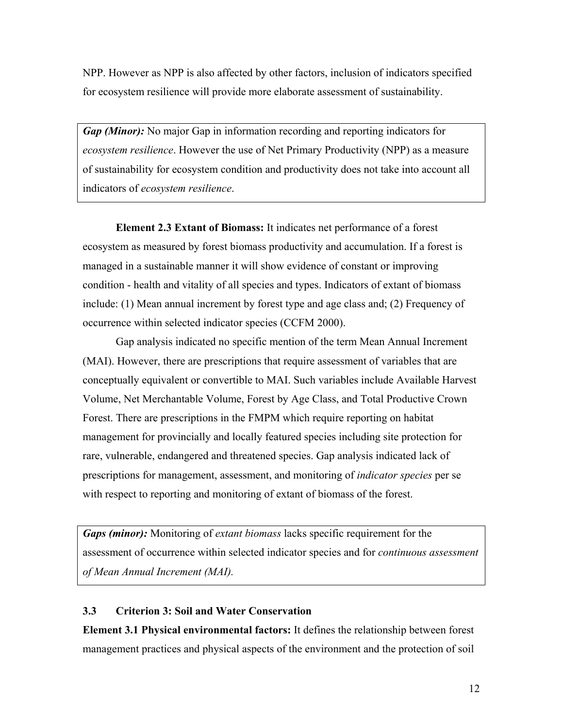NPP. However as NPP is also affected by other factors, inclusion of indicators specified for ecosystem resilience will provide more elaborate assessment of sustainability.

> ***Gap (Minor):*** No major Gap in information recording and reporting indicators for *ecosystem resilience*. However the use of Net Primary Productivity (NPP) as a measure of sustainability for ecosystem condition and productivity does not take into account all indicators of *ecosystem resilience*.

**Element 2.3 Extant of Biomass:** It indicates net performance of a forest ecosystem as measured by forest biomass productivity and accumulation. If a forest is managed in a sustainable manner it will show evidence of constant or improving condition - health and vitality of all species and types. Indicators of extant of biomass include: (1) Mean annual increment by forest type and age class and; (2) Frequency of occurrence within selected indicator species (CCFM 2000).

Gap analysis indicated no specific mention of the term Mean Annual Increment (MAI). However, there are prescriptions that require assessment of variables that are conceptually equivalent or convertible to MAI. Such variables include Available Harvest Volume, Net Merchantable Volume, Forest by Age Class, and Total Productive Crown Forest. There are prescriptions in the FMPM which require reporting on habitat management for provincially and locally featured species including site protection for rare, vulnerable, endangered and threatened species. Gap analysis indicated lack of prescriptions for management, assessment, and monitoring of *indicator species* per se with respect to reporting and monitoring of extant of biomass of the forest.

> ***Gaps (minor):*** Monitoring of *extant biomass* lacks specific requirement for the assessment of occurrence within selected indicator species and for *continuous assessment of Mean Annual Increment (MAI).*

### 3.3 Criterion 3: Soil and Water Conservation

**Element 3.1 Physical environmental factors:** It defines the relationship between forest management practices and physical aspects of the environment and the protection of soil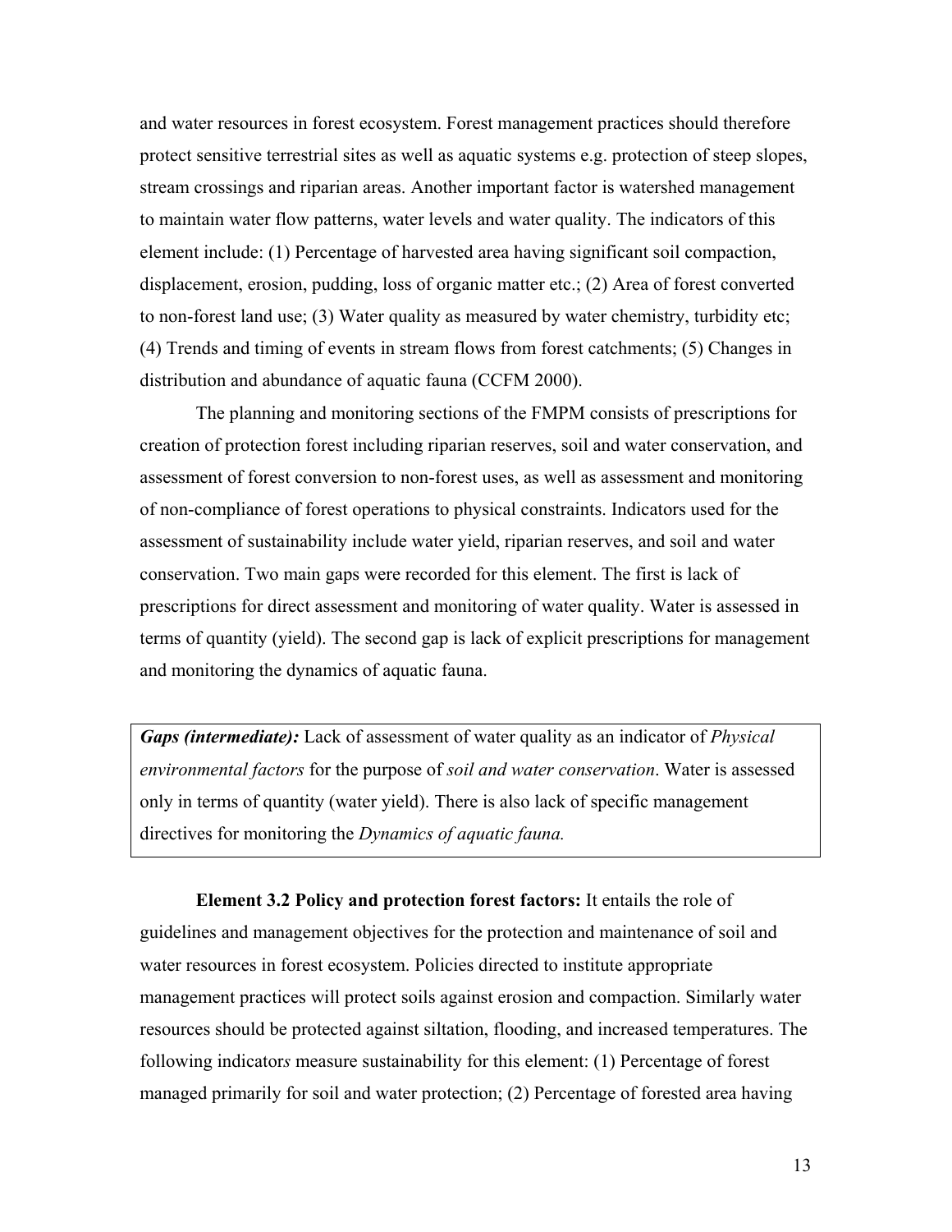and water resources in forest ecosystem. Forest management practices should therefore protect sensitive terrestrial sites as well as aquatic systems e.g. protection of steep slopes, stream crossings and riparian areas. Another important factor is watershed management to maintain water flow patterns, water levels and water quality. The indicators of this element include: (1) Percentage of harvested area having significant soil compaction, displacement, erosion, pudding, loss of organic matter etc.; (2) Area of forest converted to non-forest land use; (3) Water quality as measured by water chemistry, turbidity etc; (4) Trends and timing of events in stream flows from forest catchments; (5) Changes in distribution and abundance of aquatic fauna (CCFM 2000).

The planning and monitoring sections of the FMPM consists of prescriptions for creation of protection forest including riparian reserves, soil and water conservation, and assessment of forest conversion to non-forest uses, as well as assessment and monitoring of non-compliance of forest operations to physical constraints. Indicators used for the assessment of sustainability include water yield, riparian reserves, and soil and water conservation. Two main gaps were recorded for this element. The first is lack of prescriptions for direct assessment and monitoring of water quality. Water is assessed in terms of quantity (yield). The second gap is lack of explicit prescriptions for management and monitoring the dynamics of aquatic fauna.

***Gaps (intermediate):*** Lack of assessment of water quality as an indicator of *Physical environmental factors* for the purpose of *soil and water conservation*. Water is assessed only in terms of quantity (water yield). There is also lack of specific management directives for monitoring the *Dynamics of aquatic fauna.*

**Element 3.2 Policy and protection forest factors:** It entails the role of guidelines and management objectives for the protection and maintenance of soil and water resources in forest ecosystem. Policies directed to institute appropriate management practices will protect soils against erosion and compaction. Similarly water resources should be protected against siltation, flooding, and increased temperatures. The following indicator*s* measure sustainability for this element: (1) Percentage of forest managed primarily for soil and water protection; (2) Percentage of forested area having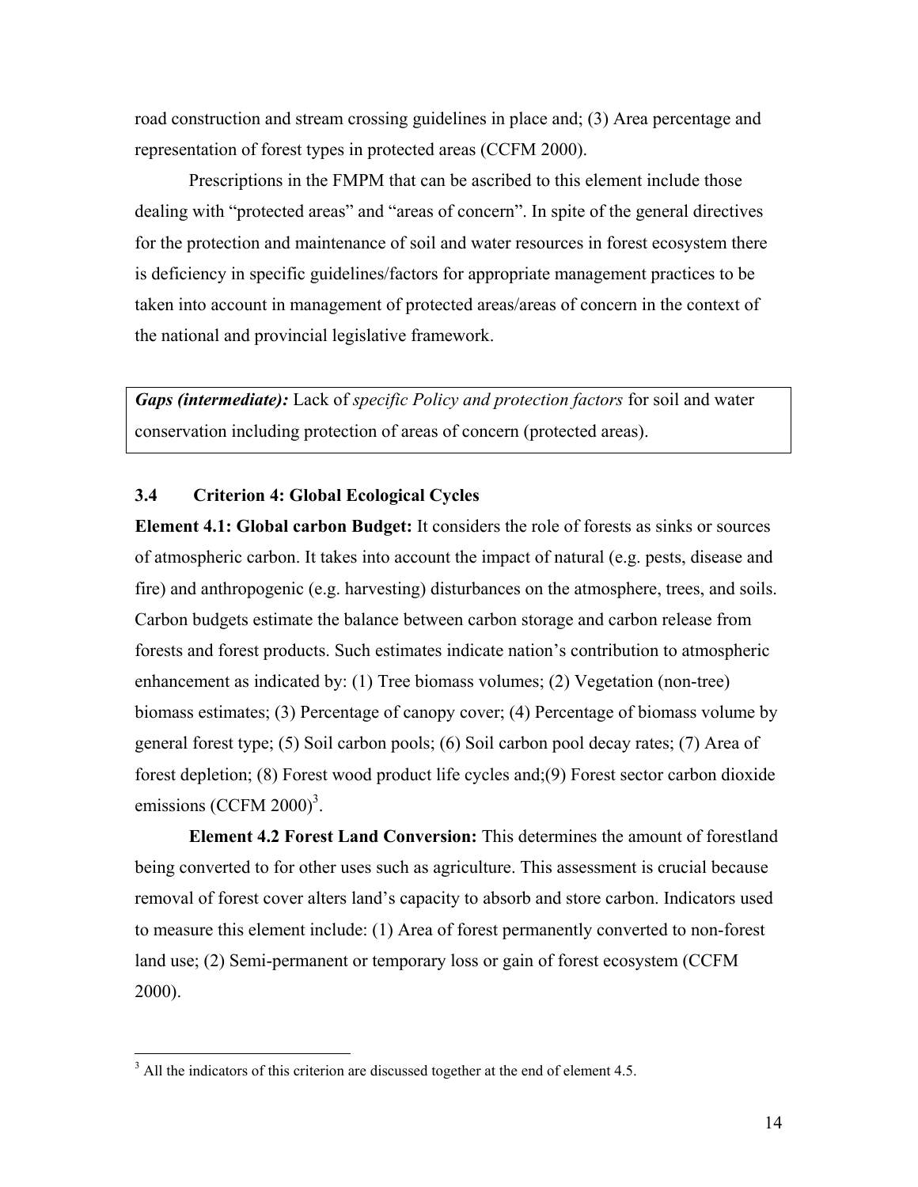road construction and stream crossing guidelines in place and; (3) Area percentage and representation of forest types in protected areas (CCFM 2000).

Prescriptions in the FMPM that can be ascribed to this element include those dealing with "protected areas" and "areas of concern". In spite of the general directives for the protection and maintenance of soil and water resources in forest ecosystem there is deficiency in specific guidelines/factors for appropriate management practices to be taken into account in management of protected areas/areas of concern in the context of the national and provincial legislative framework.

> ***Gaps (intermediate):*** Lack of *specific Policy and protection factors* for soil and water conservation including protection of areas of concern (protected areas).

### 3.4 Criterion 4: Global Ecological Cycles

**Element 4.1: Global carbon Budget:** It considers the role of forests as sinks or sources of atmospheric carbon. It takes into account the impact of natural (e.g. pests, disease and fire) and anthropogenic (e.g. harvesting) disturbances on the atmosphere, trees, and soils. Carbon budgets estimate the balance between carbon storage and carbon release from forests and forest products. Such estimates indicate nation's contribution to atmospheric enhancement as indicated by: (1) Tree biomass volumes; (2) Vegetation (non-tree) biomass estimates; (3) Percentage of canopy cover; (4) Percentage of biomass volume by general forest type; (5) Soil carbon pools; (6) Soil carbon pool decay rates; (7) Area of forest depletion; (8) Forest wood product life cycles and;(9) Forest sector carbon dioxide emissions (CCFM 2000)[3].

**Element 4.2 Forest Land Conversion:** This determines the amount of forestland being converted to for other uses such as agriculture. This assessment is crucial because removal of forest cover alters land's capacity to absorb and store carbon. Indicators used to measure this element include: (1) Area of forest permanently converted to non-forest land use; (2) Semi-permanent or temporary loss or gain of forest ecosystem (CCFM 2000).

---

[3] All the indicators of this criterion are discussed together at the end of element 4.5.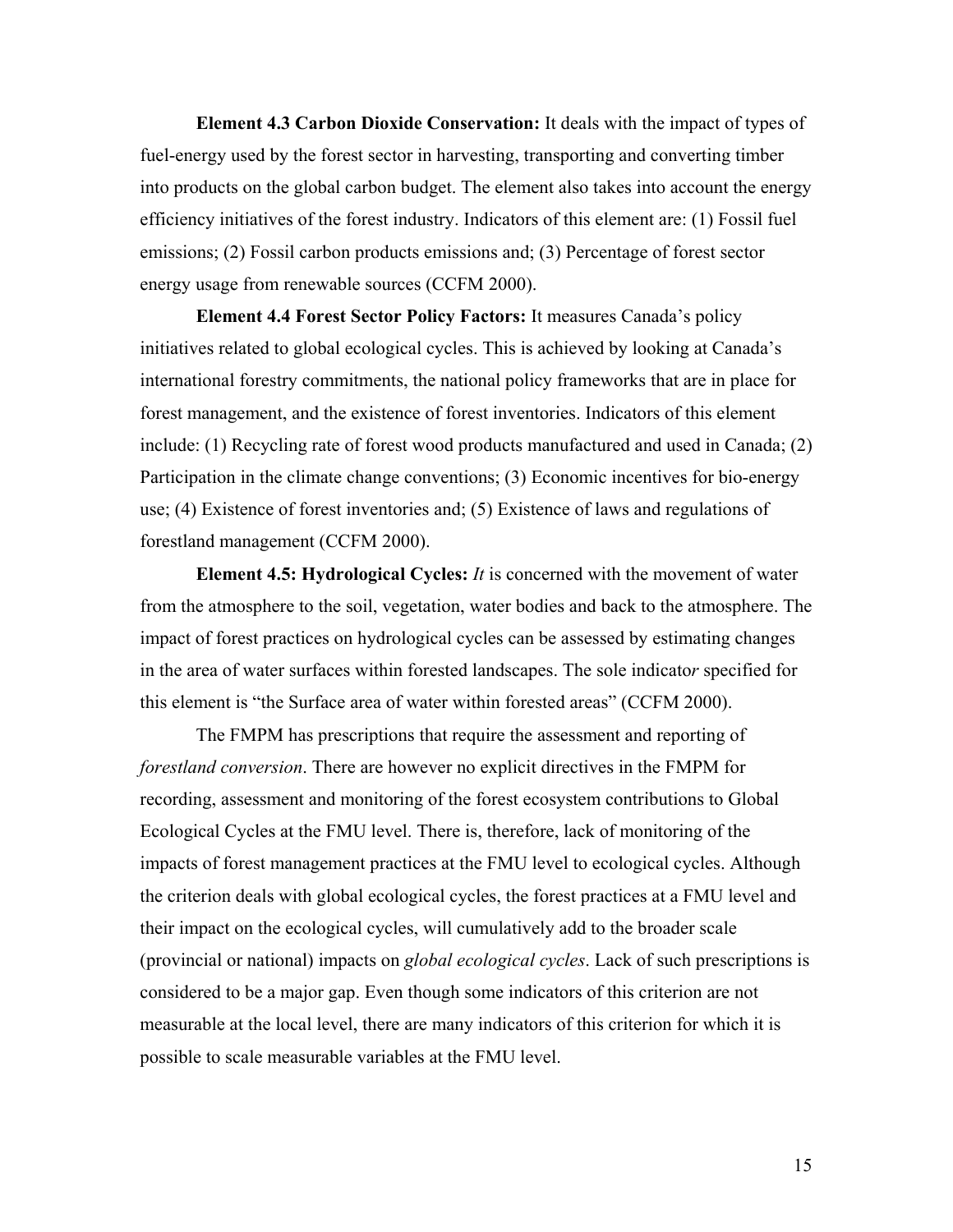**Element 4.3 Carbon Dioxide Conservation:** It deals with the impact of types of fuel-energy used by the forest sector in harvesting, transporting and converting timber into products on the global carbon budget. The element also takes into account the energy efficiency initiatives of the forest industry. Indicators of this element are: (1) Fossil fuel emissions; (2) Fossil carbon products emissions and; (3) Percentage of forest sector energy usage from renewable sources (CCFM 2000).

**Element 4.4 Forest Sector Policy Factors:** It measures Canada's policy initiatives related to global ecological cycles. This is achieved by looking at Canada's international forestry commitments, the national policy frameworks that are in place for forest management, and the existence of forest inventories. Indicators of this element include: (1) Recycling rate of forest wood products manufactured and used in Canada; (2) Participation in the climate change conventions; (3) Economic incentives for bio-energy use; (4) Existence of forest inventories and; (5) Existence of laws and regulations of forestland management (CCFM 2000).

**Element 4.5: Hydrological Cycles:** *It* is concerned with the movement of water from the atmosphere to the soil, vegetation, water bodies and back to the atmosphere. The impact of forest practices on hydrological cycles can be assessed by estimating changes in the area of water surfaces within forested landscapes. The sole indicato*r* specified for this element is "the Surface area of water within forested areas" (CCFM 2000).

The FMPM has prescriptions that require the assessment and reporting of *forestland conversion*. There are however no explicit directives in the FMPM for recording, assessment and monitoring of the forest ecosystem contributions to Global Ecological Cycles at the FMU level. There is, therefore, lack of monitoring of the impacts of forest management practices at the FMU level to ecological cycles. Although the criterion deals with global ecological cycles, the forest practices at a FMU level and their impact on the ecological cycles, will cumulatively add to the broader scale (provincial or national) impacts on *global ecological cycles*. Lack of such prescriptions is considered to be a major gap. Even though some indicators of this criterion are not measurable at the local level, there are many indicators of this criterion for which it is possible to scale measurable variables at the FMU level.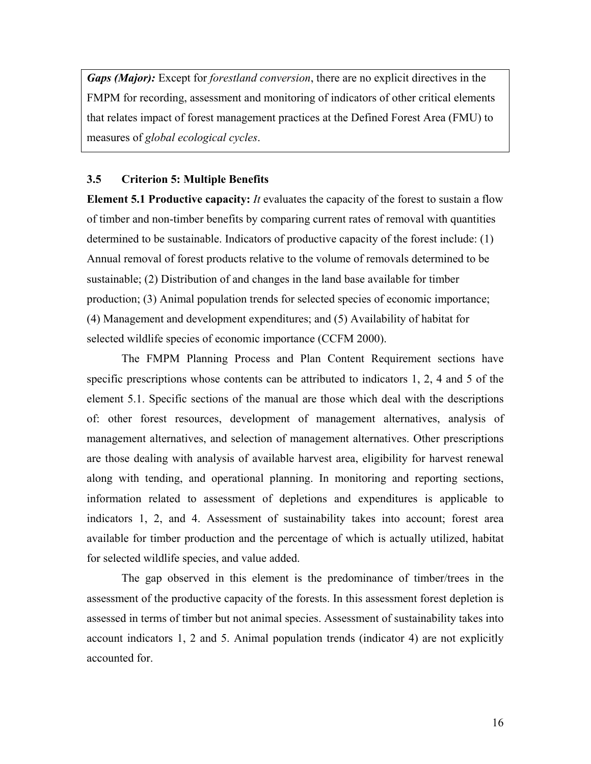*Gaps (Major):* Except for *forestland conversion*, there are no explicit directives in the FMPM for recording, assessment and monitoring of indicators of other critical elements that relates impact of forest management practices at the Defined Forest Area (FMU) to measures of *global ecological cycles*.

### 3.5 Criterion 5: Multiple Benefits

**Element 5.1 Productive capacity:** *It* evaluates the capacity of the forest to sustain a flow of timber and non-timber benefits by comparing current rates of removal with quantities determined to be sustainable. Indicators of productive capacity of the forest include: (1) Annual removal of forest products relative to the volume of removals determined to be sustainable; (2) Distribution of and changes in the land base available for timber production; (3) Animal population trends for selected species of economic importance; (4) Management and development expenditures; and (5) Availability of habitat for selected wildlife species of economic importance (CCFM 2000).

The FMPM Planning Process and Plan Content Requirement sections have specific prescriptions whose contents can be attributed to indicators 1, 2, 4 and 5 of the element 5.1. Specific sections of the manual are those which deal with the descriptions of: other forest resources, development of management alternatives, analysis of management alternatives, and selection of management alternatives. Other prescriptions are those dealing with analysis of available harvest area, eligibility for harvest renewal along with tending, and operational planning. In monitoring and reporting sections, information related to assessment of depletions and expenditures is applicable to indicators 1, 2, and 4. Assessment of sustainability takes into account; forest area available for timber production and the percentage of which is actually utilized, habitat for selected wildlife species, and value added.

The gap observed in this element is the predominance of timber/trees in the assessment of the productive capacity of the forests. In this assessment forest depletion is assessed in terms of timber but not animal species. Assessment of sustainability takes into account indicators 1, 2 and 5. Animal population trends (indicator 4) are not explicitly accounted for.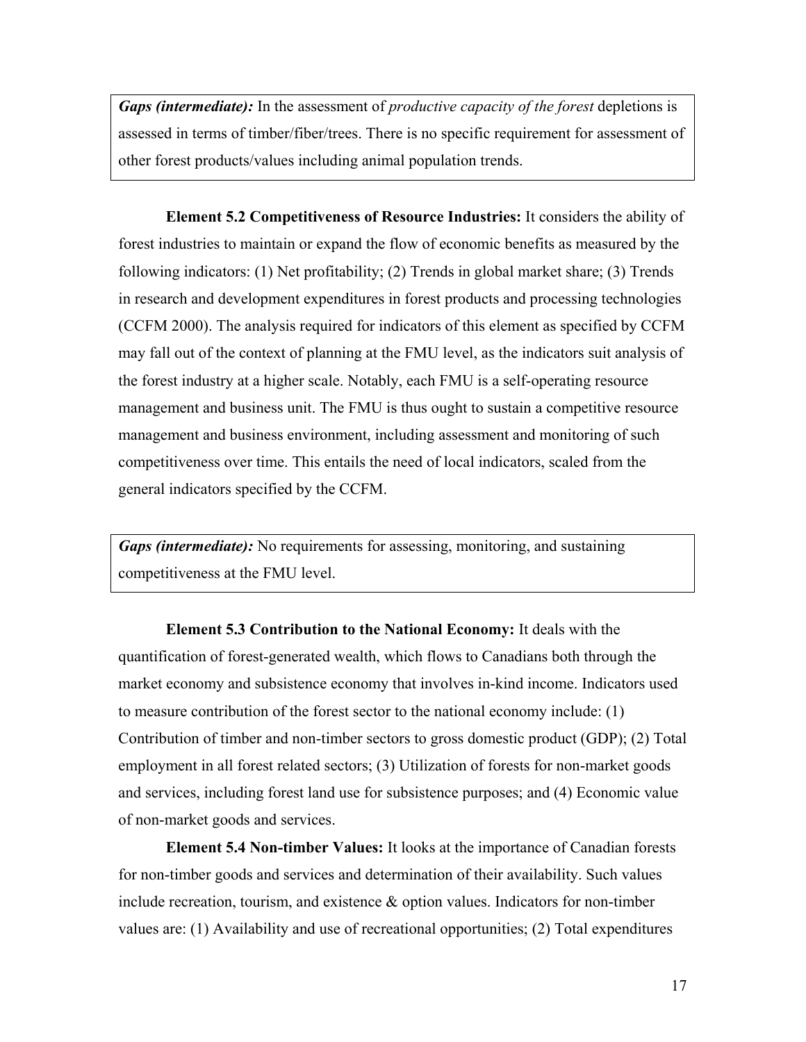***Gaps (intermediate):*** In the assessment of *productive capacity of the forest* depletions is assessed in terms of timber/fiber/trees. There is no specific requirement for assessment of other forest products/values including animal population trends.

**Element 5.2 Competitiveness of Resource Industries:** It considers the ability of forest industries to maintain or expand the flow of economic benefits as measured by the following indicators: (1) Net profitability; (2) Trends in global market share; (3) Trends in research and development expenditures in forest products and processing technologies (CCFM 2000). The analysis required for indicators of this element as specified by CCFM may fall out of the context of planning at the FMU level, as the indicators suit analysis of the forest industry at a higher scale. Notably, each FMU is a self-operating resource management and business unit. The FMU is thus ought to sustain a competitive resource management and business environment, including assessment and monitoring of such competitiveness over time. This entails the need of local indicators, scaled from the general indicators specified by the CCFM.

***Gaps (intermediate):*** No requirements for assessing, monitoring, and sustaining competitiveness at the FMU level.

**Element 5.3 Contribution to the National Economy:** It deals with the quantification of forest-generated wealth, which flows to Canadians both through the market economy and subsistence economy that involves in-kind income. Indicators used to measure contribution of the forest sector to the national economy include: (1) Contribution of timber and non-timber sectors to gross domestic product (GDP); (2) Total employment in all forest related sectors; (3) Utilization of forests for non-market goods and services, including forest land use for subsistence purposes; and (4) Economic value of non-market goods and services.

**Element 5.4 Non-timber Values:** It looks at the importance of Canadian forests for non-timber goods and services and determination of their availability. Such values include recreation, tourism, and existence & option values. Indicators for non-timber values are: (1) Availability and use of recreational opportunities; (2) Total expenditures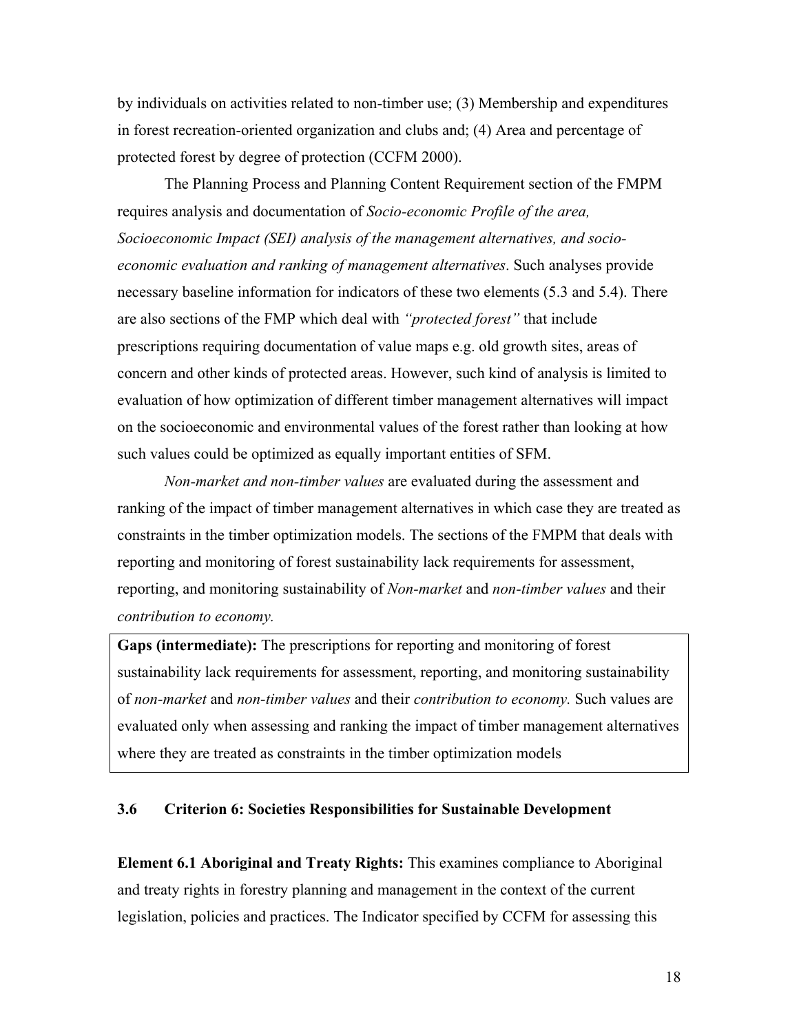by individuals on activities related to non-timber use; (3) Membership and expenditures in forest recreation-oriented organization and clubs and; (4) Area and percentage of protected forest by degree of protection (CCFM 2000).

The Planning Process and Planning Content Requirement section of the FMPM requires analysis and documentation of *Socio-economic Profile of the area, Socioeconomic Impact (SEI) analysis of the management alternatives, and socio-economic evaluation and ranking of management alternatives*. Such analyses provide necessary baseline information for indicators of these two elements (5.3 and 5.4). There are also sections of the FMP which deal with *"protected forest"* that include prescriptions requiring documentation of value maps e.g. old growth sites, areas of concern and other kinds of protected areas. However, such kind of analysis is limited to evaluation of how optimization of different timber management alternatives will impact on the socioeconomic and environmental values of the forest rather than looking at how such values could be optimized as equally important entities of SFM.

*Non-market and non-timber values* are evaluated during the assessment and ranking of the impact of timber management alternatives in which case they are treated as constraints in the timber optimization models. The sections of the FMPM that deals with reporting and monitoring of forest sustainability lack requirements for assessment, reporting, and monitoring sustainability of *Non-market* and *non-timber values* and their *contribution to economy.*

**Gaps (intermediate):** The prescriptions for reporting and monitoring of forest sustainability lack requirements for assessment, reporting, and monitoring sustainability of *non-market* and *non-timber values* and their *contribution to economy.* Such values are evaluated only when assessing and ranking the impact of timber management alternatives where they are treated as constraints in the timber optimization models

### 3.6 Criterion 6: Societies Responsibilities for Sustainable Development

**Element 6.1 Aboriginal and Treaty Rights:** This examines compliance to Aboriginal and treaty rights in forestry planning and management in the context of the current legislation, policies and practices. The Indicator specified by CCFM for assessing this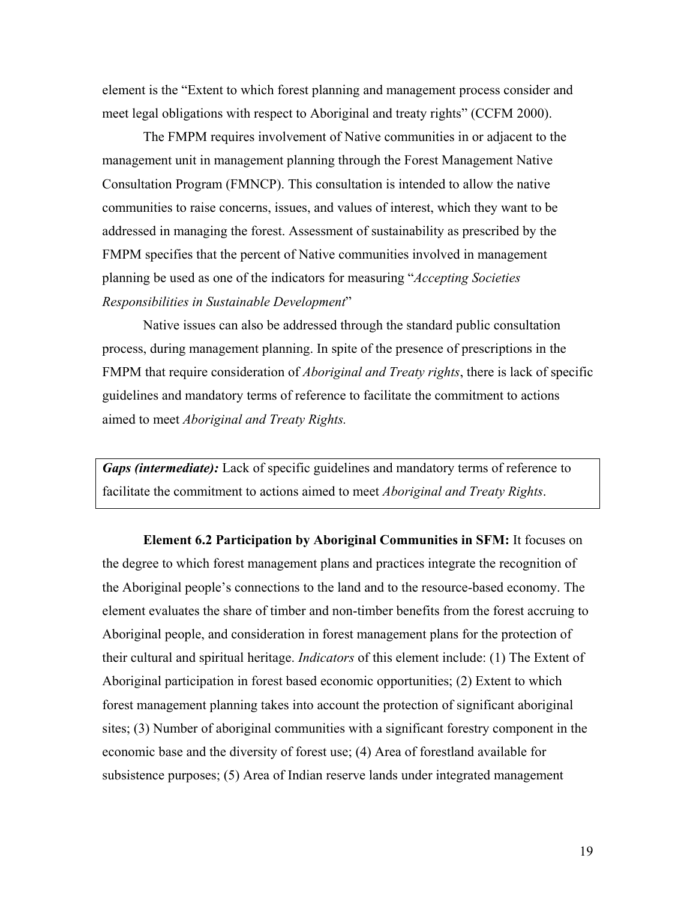element is the "Extent to which forest planning and management process consider and meet legal obligations with respect to Aboriginal and treaty rights" (CCFM 2000).

The FMPM requires involvement of Native communities in or adjacent to the management unit in management planning through the Forest Management Native Consultation Program (FMNCP). This consultation is intended to allow the native communities to raise concerns, issues, and values of interest, which they want to be addressed in managing the forest. Assessment of sustainability as prescribed by the FMPM specifies that the percent of Native communities involved in management planning be used as one of the indicators for measuring "*Accepting Societies Responsibilities in Sustainable Development*"

Native issues can also be addressed through the standard public consultation process, during management planning. In spite of the presence of prescriptions in the FMPM that require consideration of *Aboriginal and Treaty rights*, there is lack of specific guidelines and mandatory terms of reference to facilitate the commitment to actions aimed to meet *Aboriginal and Treaty Rights.*

***Gaps (intermediate):*** Lack of specific guidelines and mandatory terms of reference to facilitate the commitment to actions aimed to meet *Aboriginal and Treaty Rights*.

**Element 6.2 Participation by Aboriginal Communities in SFM:** It focuses on the degree to which forest management plans and practices integrate the recognition of the Aboriginal people's connections to the land and to the resource-based economy. The element evaluates the share of timber and non-timber benefits from the forest accruing to Aboriginal people, and consideration in forest management plans for the protection of their cultural and spiritual heritage. *Indicators* of this element include: (1) The Extent of Aboriginal participation in forest based economic opportunities; (2) Extent to which forest management planning takes into account the protection of significant aboriginal sites; (3) Number of aboriginal communities with a significant forestry component in the economic base and the diversity of forest use; (4) Area of forestland available for subsistence purposes; (5) Area of Indian reserve lands under integrated management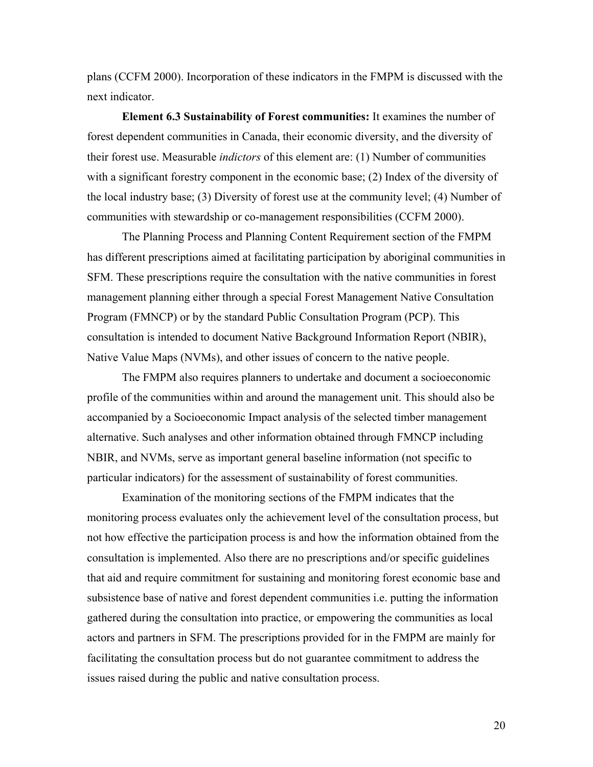plans (CCFM 2000). Incorporation of these indicators in the FMPM is discussed with the next indicator.

**Element 6.3 Sustainability of Forest communities:** It examines the number of forest dependent communities in Canada, their economic diversity, and the diversity of their forest use. Measurable *indictors* of this element are: (1) Number of communities with a significant forestry component in the economic base; (2) Index of the diversity of the local industry base; (3) Diversity of forest use at the community level; (4) Number of communities with stewardship or co-management responsibilities (CCFM 2000).

The Planning Process and Planning Content Requirement section of the FMPM has different prescriptions aimed at facilitating participation by aboriginal communities in SFM. These prescriptions require the consultation with the native communities in forest management planning either through a special Forest Management Native Consultation Program (FMNCP) or by the standard Public Consultation Program (PCP). This consultation is intended to document Native Background Information Report (NBIR), Native Value Maps (NVMs), and other issues of concern to the native people.

The FMPM also requires planners to undertake and document a socioeconomic profile of the communities within and around the management unit. This should also be accompanied by a Socioeconomic Impact analysis of the selected timber management alternative. Such analyses and other information obtained through FMNCP including NBIR, and NVMs, serve as important general baseline information (not specific to particular indicators) for the assessment of sustainability of forest communities.

Examination of the monitoring sections of the FMPM indicates that the monitoring process evaluates only the achievement level of the consultation process, but not how effective the participation process is and how the information obtained from the consultation is implemented. Also there are no prescriptions and/or specific guidelines that aid and require commitment for sustaining and monitoring forest economic base and subsistence base of native and forest dependent communities i.e. putting the information gathered during the consultation into practice, or empowering the communities as local actors and partners in SFM. The prescriptions provided for in the FMPM are mainly for facilitating the consultation process but do not guarantee commitment to address the issues raised during the public and native consultation process.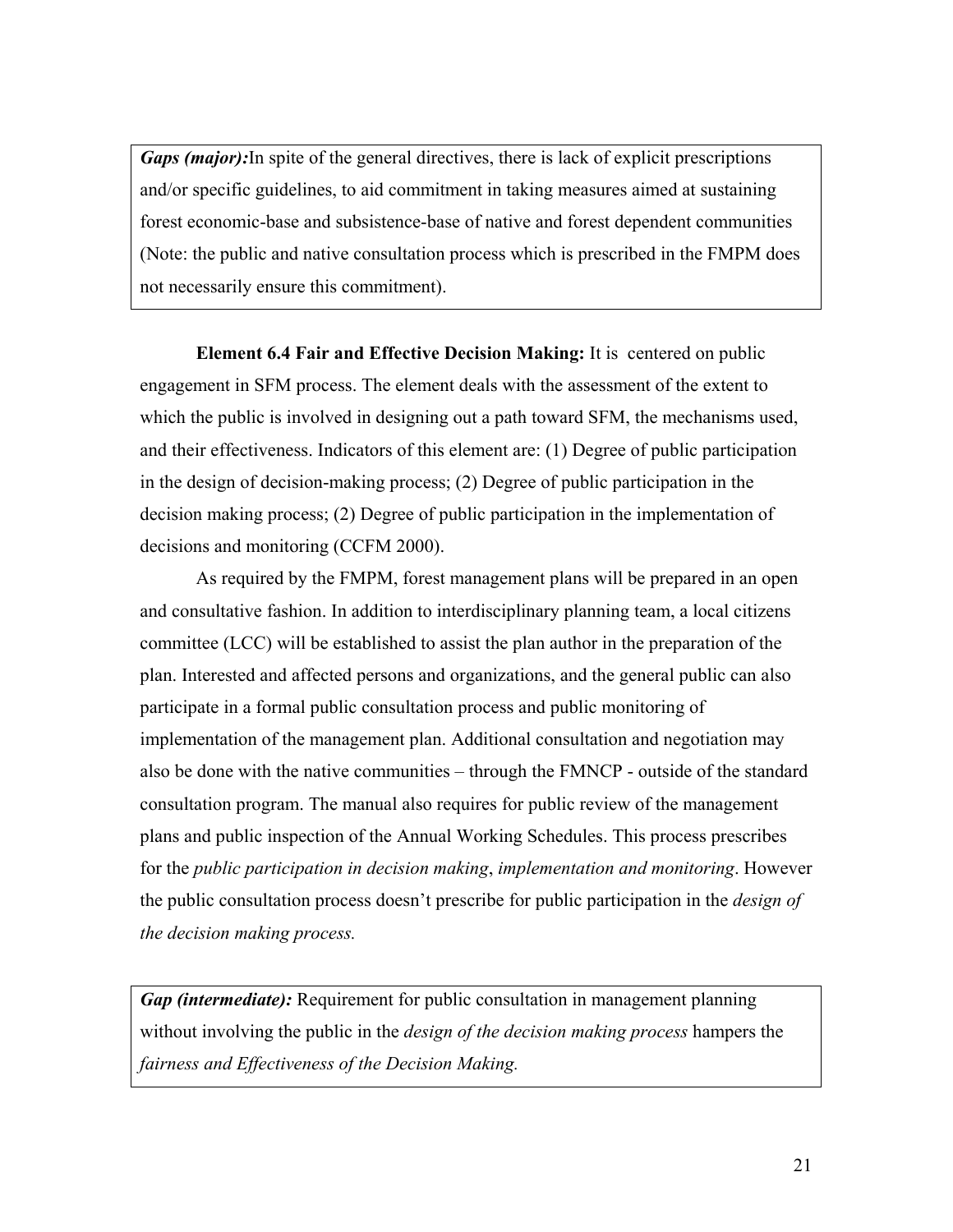***Gaps (major):***In spite of the general directives, there is lack of explicit prescriptions and/or specific guidelines, to aid commitment in taking measures aimed at sustaining forest economic-base and subsistence-base of native and forest dependent communities (Note: the public and native consultation process which is prescribed in the FMPM does not necessarily ensure this commitment).

**Element 6.4 Fair and Effective Decision Making:** It is centered on public engagement in SFM process. The element deals with the assessment of the extent to which the public is involved in designing out a path toward SFM, the mechanisms used, and their effectiveness. Indicators of this element are: (1) Degree of public participation in the design of decision-making process; (2) Degree of public participation in the decision making process; (2) Degree of public participation in the implementation of decisions and monitoring (CCFM 2000).

As required by the FMPM, forest management plans will be prepared in an open and consultative fashion. In addition to interdisciplinary planning team, a local citizens committee (LCC) will be established to assist the plan author in the preparation of the plan. Interested and affected persons and organizations, and the general public can also participate in a formal public consultation process and public monitoring of implementation of the management plan. Additional consultation and negotiation may also be done with the native communities – through the FMNCP - outside of the standard consultation program. The manual also requires for public review of the management plans and public inspection of the Annual Working Schedules. This process prescribes for the *public participation in decision making*, *implementation and monitoring*. However the public consultation process doesn't prescribe for public participation in the *design of the decision making process.*

***Gap (intermediate):*** Requirement for public consultation in management planning without involving the public in the *design of the decision making process* hampers the *fairness and Effectiveness of the Decision Making.*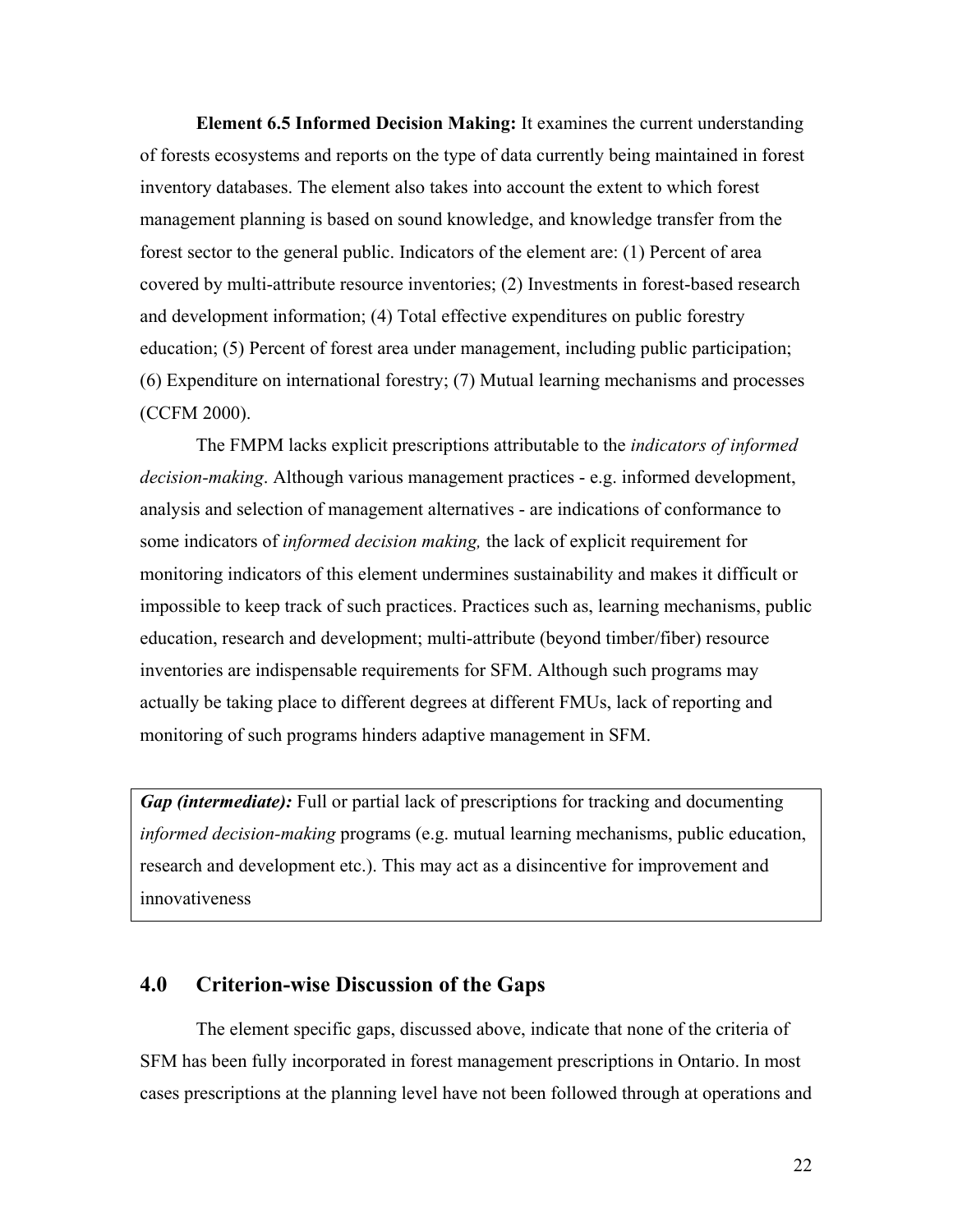**Element 6.5 Informed Decision Making:** It examines the current understanding of forests ecosystems and reports on the type of data currently being maintained in forest inventory databases. The element also takes into account the extent to which forest management planning is based on sound knowledge, and knowledge transfer from the forest sector to the general public. Indicators of the element are: (1) Percent of area covered by multi-attribute resource inventories; (2) Investments in forest-based research and development information; (4) Total effective expenditures on public forestry education; (5) Percent of forest area under management, including public participation; (6) Expenditure on international forestry; (7) Mutual learning mechanisms and processes (CCFM 2000).

The FMPM lacks explicit prescriptions attributable to the *indicators of informed decision-making*. Although various management practices - e.g. informed development, analysis and selection of management alternatives - are indications of conformance to some indicators of *informed decision making,* the lack of explicit requirement for monitoring indicators of this element undermines sustainability and makes it difficult or impossible to keep track of such practices. Practices such as, learning mechanisms, public education, research and development; multi-attribute (beyond timber/fiber) resource inventories are indispensable requirements for SFM. Although such programs may actually be taking place to different degrees at different FMUs, lack of reporting and monitoring of such programs hinders adaptive management in SFM.

***Gap (intermediate):*** Full or partial lack of prescriptions for tracking and documenting *informed decision-making* programs (e.g. mutual learning mechanisms, public education, research and development etc.). This may act as a disincentive for improvement and innovativeness

## 4.0 Criterion-wise Discussion of the Gaps

The element specific gaps, discussed above, indicate that none of the criteria of SFM has been fully incorporated in forest management prescriptions in Ontario. In most cases prescriptions at the planning level have not been followed through at operations and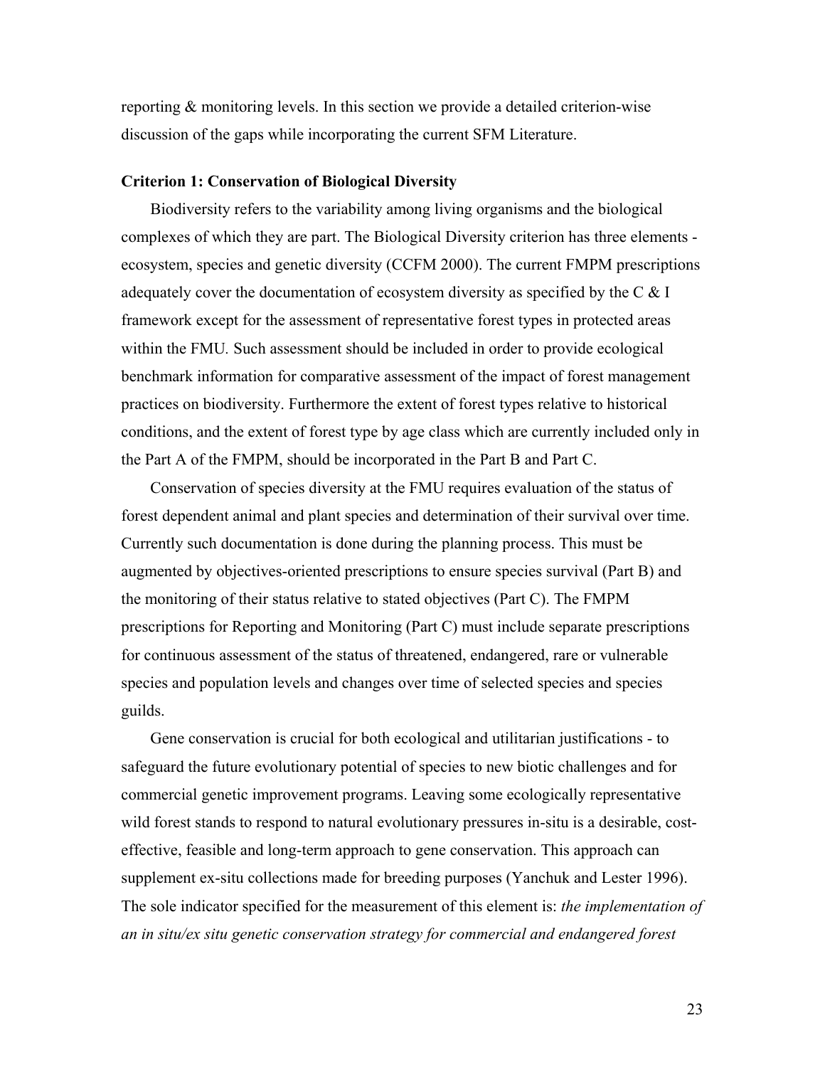reporting & monitoring levels. In this section we provide a detailed criterion-wise discussion of the gaps while incorporating the current SFM Literature.

**Criterion 1: Conservation of Biological Diversity**

Biodiversity refers to the variability among living organisms and the biological complexes of which they are part. The Biological Diversity criterion has three elements - ecosystem, species and genetic diversity (CCFM 2000). The current FMPM prescriptions adequately cover the documentation of ecosystem diversity as specified by the C & I framework except for the assessment of representative forest types in protected areas within the FMU. Such assessment should be included in order to provide ecological benchmark information for comparative assessment of the impact of forest management practices on biodiversity. Furthermore the extent of forest types relative to historical conditions, and the extent of forest type by age class which are currently included only in the Part A of the FMPM, should be incorporated in the Part B and Part C.

Conservation of species diversity at the FMU requires evaluation of the status of forest dependent animal and plant species and determination of their survival over time. Currently such documentation is done during the planning process. This must be augmented by objectives-oriented prescriptions to ensure species survival (Part B) and the monitoring of their status relative to stated objectives (Part C). The FMPM prescriptions for Reporting and Monitoring (Part C) must include separate prescriptions for continuous assessment of the status of threatened, endangered, rare or vulnerable species and population levels and changes over time of selected species and species guilds.

Gene conservation is crucial for both ecological and utilitarian justifications - to safeguard the future evolutionary potential of species to new biotic challenges and for commercial genetic improvement programs. Leaving some ecologically representative wild forest stands to respond to natural evolutionary pressures in-situ is a desirable, cost-effective, feasible and long-term approach to gene conservation. This approach can supplement ex-situ collections made for breeding purposes (Yanchuk and Lester 1996). The sole indicator specified for the measurement of this element is: *the implementation of an in situ/ex situ genetic conservation strategy for commercial and endangered forest*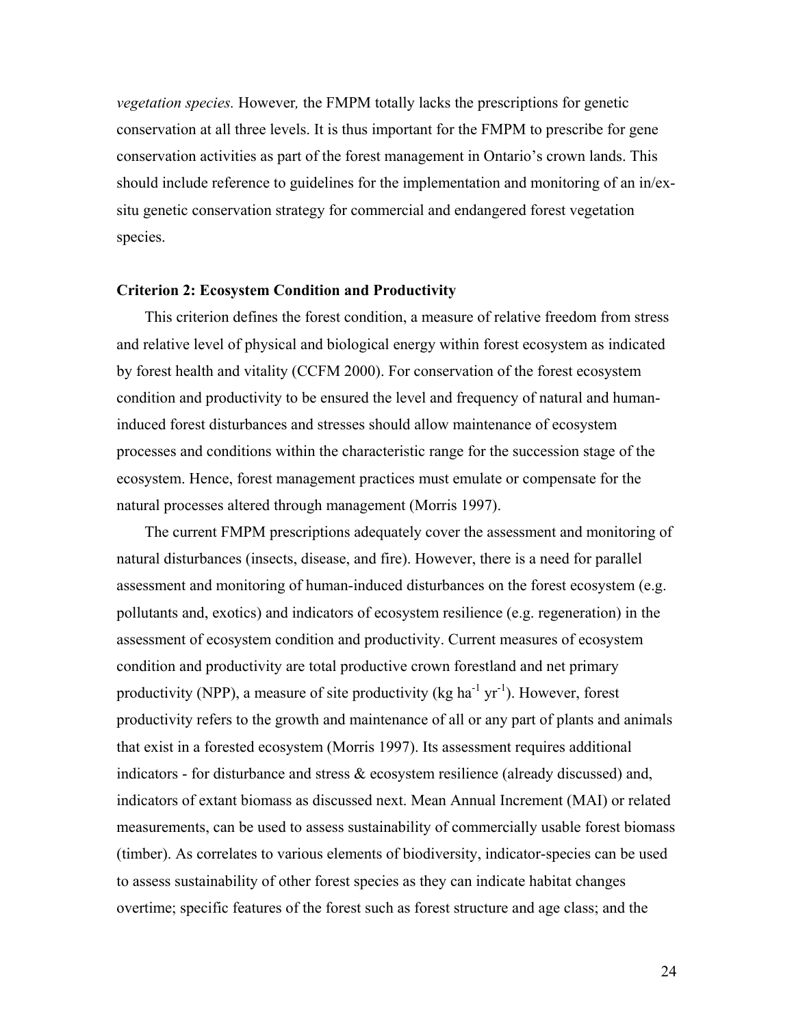*vegetation species.* However*,* the FMPM totally lacks the prescriptions for genetic conservation at all three levels. It is thus important for the FMPM to prescribe for gene conservation activities as part of the forest management in Ontario's crown lands. This should include reference to guidelines for the implementation and monitoring of an in/ex-situ genetic conservation strategy for commercial and endangered forest vegetation species.

**Criterion 2: Ecosystem Condition and Productivity**

This criterion defines the forest condition, a measure of relative freedom from stress and relative level of physical and biological energy within forest ecosystem as indicated by forest health and vitality (CCFM 2000). For conservation of the forest ecosystem condition and productivity to be ensured the level and frequency of natural and human-induced forest disturbances and stresses should allow maintenance of ecosystem processes and conditions within the characteristic range for the succession stage of the ecosystem. Hence, forest management practices must emulate or compensate for the natural processes altered through management (Morris 1997).

The current FMPM prescriptions adequately cover the assessment and monitoring of natural disturbances (insects, disease, and fire). However, there is a need for parallel assessment and monitoring of human-induced disturbances on the forest ecosystem (e.g. pollutants and, exotics) and indicators of ecosystem resilience (e.g. regeneration) in the assessment of ecosystem condition and productivity. Current measures of ecosystem condition and productivity are total productive crown forestland and net primary productivity (NPP), a measure of site productivity (kg $ha^{-1}$ $yr^{-1}$). However, forest productivity refers to the growth and maintenance of all or any part of plants and animals that exist in a forested ecosystem (Morris 1997). Its assessment requires additional indicators - for disturbance and stress & ecosystem resilience (already discussed) and, indicators of extant biomass as discussed next. Mean Annual Increment (MAI) or related measurements, can be used to assess sustainability of commercially usable forest biomass (timber). As correlates to various elements of biodiversity, indicator-species can be used to assess sustainability of other forest species as they can indicate habitat changes overtime; specific features of the forest such as forest structure and age class; and the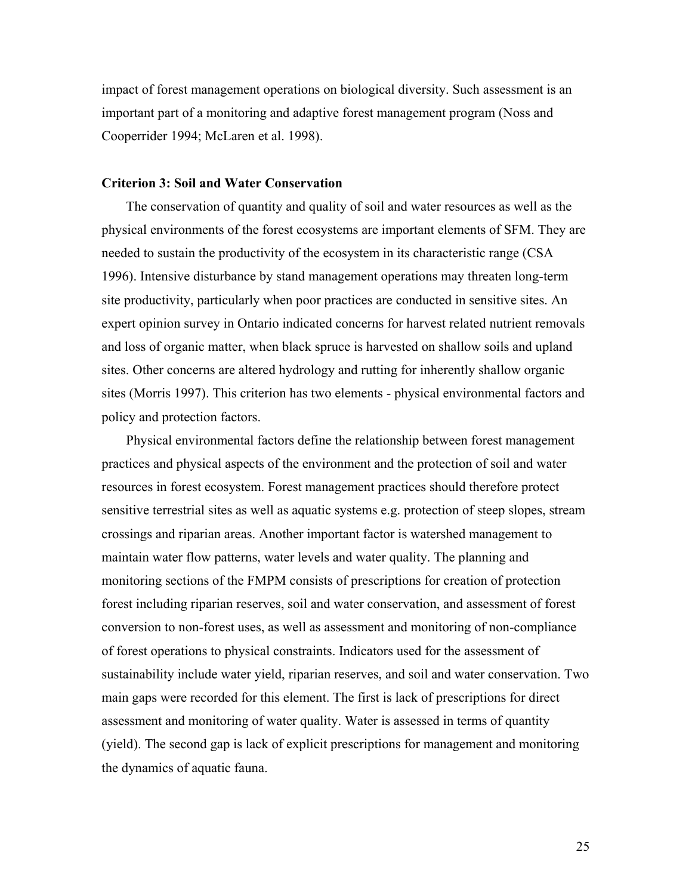impact of forest management operations on biological diversity. Such assessment is an important part of a monitoring and adaptive forest management program (Noss and Cooperrider 1994; McLaren et al. 1998).

### Criterion 3: Soil and Water Conservation

The conservation of quantity and quality of soil and water resources as well as the physical environments of the forest ecosystems are important elements of SFM. They are needed to sustain the productivity of the ecosystem in its characteristic range (CSA 1996). Intensive disturbance by stand management operations may threaten long-term site productivity, particularly when poor practices are conducted in sensitive sites. An expert opinion survey in Ontario indicated concerns for harvest related nutrient removals and loss of organic matter, when black spruce is harvested on shallow soils and upland sites. Other concerns are altered hydrology and rutting for inherently shallow organic sites (Morris 1997). This criterion has two elements - physical environmental factors and policy and protection factors.

Physical environmental factors define the relationship between forest management practices and physical aspects of the environment and the protection of soil and water resources in forest ecosystem. Forest management practices should therefore protect sensitive terrestrial sites as well as aquatic systems e.g. protection of steep slopes, stream crossings and riparian areas. Another important factor is watershed management to maintain water flow patterns, water levels and water quality. The planning and monitoring sections of the FMPM consists of prescriptions for creation of protection forest including riparian reserves, soil and water conservation, and assessment of forest conversion to non-forest uses, as well as assessment and monitoring of non-compliance of forest operations to physical constraints. Indicators used for the assessment of sustainability include water yield, riparian reserves, and soil and water conservation. Two main gaps were recorded for this element. The first is lack of prescriptions for direct assessment and monitoring of water quality. Water is assessed in terms of quantity (yield). The second gap is lack of explicit prescriptions for management and monitoring the dynamics of aquatic fauna.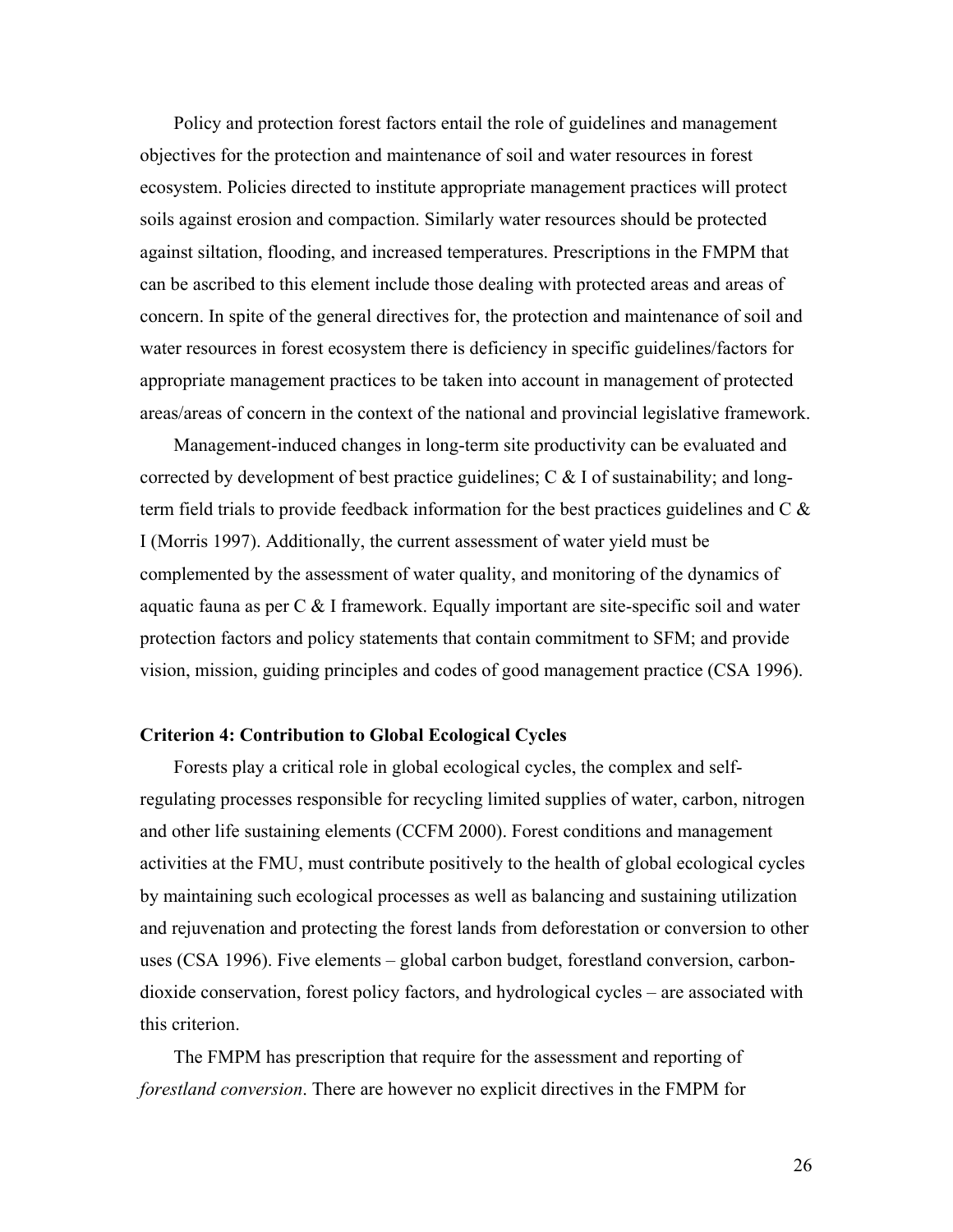Policy and protection forest factors entail the role of guidelines and management objectives for the protection and maintenance of soil and water resources in forest ecosystem. Policies directed to institute appropriate management practices will protect soils against erosion and compaction. Similarly water resources should be protected against siltation, flooding, and increased temperatures. Prescriptions in the FMPM that can be ascribed to this element include those dealing with protected areas and areas of concern. In spite of the general directives for, the protection and maintenance of soil and water resources in forest ecosystem there is deficiency in specific guidelines/factors for appropriate management practices to be taken into account in management of protected areas/areas of concern in the context of the national and provincial legislative framework.

Management-induced changes in long-term site productivity can be evaluated and corrected by development of best practice guidelines; C & I of sustainability; and long-term field trials to provide feedback information for the best practices guidelines and C & I (Morris 1997). Additionally, the current assessment of water yield must be complemented by the assessment of water quality, and monitoring of the dynamics of aquatic fauna as per C & I framework. Equally important are site-specific soil and water protection factors and policy statements that contain commitment to SFM; and provide vision, mission, guiding principles and codes of good management practice (CSA 1996).

**Criterion 4: Contribution to Global Ecological Cycles**

Forests play a critical role in global ecological cycles, the complex and self-regulating processes responsible for recycling limited supplies of water, carbon, nitrogen and other life sustaining elements (CCFM 2000). Forest conditions and management activities at the FMU, must contribute positively to the health of global ecological cycles by maintaining such ecological processes as well as balancing and sustaining utilization and rejuvenation and protecting the forest lands from deforestation or conversion to other uses (CSA 1996). Five elements – global carbon budget, forestland conversion, carbon-dioxide conservation, forest policy factors, and hydrological cycles – are associated with this criterion.

The FMPM has prescription that require for the assessment and reporting of *forestland conversion*. There are however no explicit directives in the FMPM for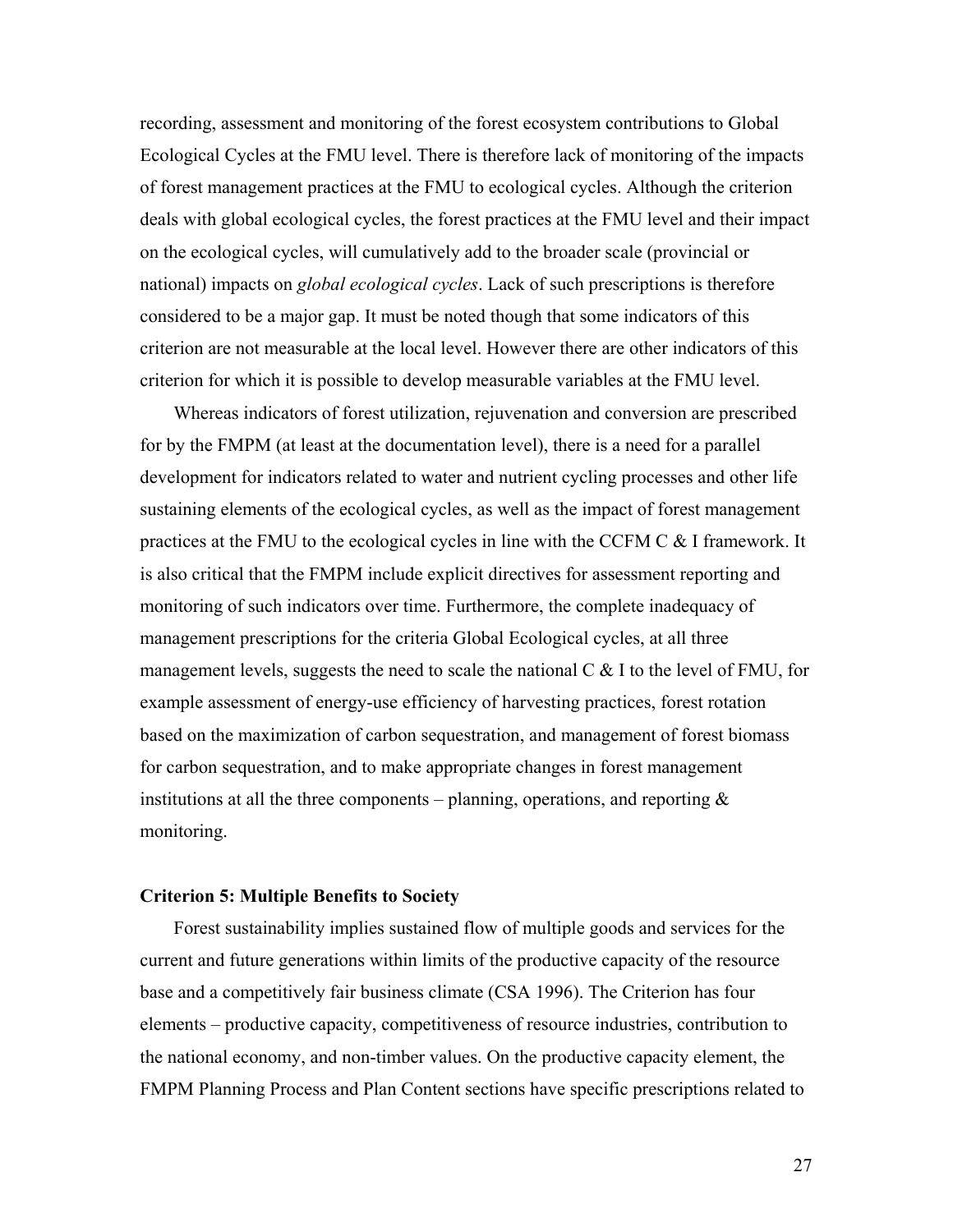recording, assessment and monitoring of the forest ecosystem contributions to Global Ecological Cycles at the FMU level. There is therefore lack of monitoring of the impacts of forest management practices at the FMU to ecological cycles. Although the criterion deals with global ecological cycles, the forest practices at the FMU level and their impact on the ecological cycles, will cumulatively add to the broader scale (provincial or national) impacts on *global ecological cycles*. Lack of such prescriptions is therefore considered to be a major gap. It must be noted though that some indicators of this criterion are not measurable at the local level. However there are other indicators of this criterion for which it is possible to develop measurable variables at the FMU level.

Whereas indicators of forest utilization, rejuvenation and conversion are prescribed for by the FMPM (at least at the documentation level), there is a need for a parallel development for indicators related to water and nutrient cycling processes and other life sustaining elements of the ecological cycles, as well as the impact of forest management practices at the FMU to the ecological cycles in line with the CCFM C & I framework. It is also critical that the FMPM include explicit directives for assessment reporting and monitoring of such indicators over time. Furthermore, the complete inadequacy of management prescriptions for the criteria Global Ecological cycles, at all three management levels, suggests the need to scale the national C & I to the level of FMU, for example assessment of energy-use efficiency of harvesting practices, forest rotation based on the maximization of carbon sequestration, and management of forest biomass for carbon sequestration, and to make appropriate changes in forest management institutions at all the three components – planning, operations, and reporting & monitoring.

### Criterion 5: Multiple Benefits to Society

Forest sustainability implies sustained flow of multiple goods and services for the current and future generations within limits of the productive capacity of the resource base and a competitively fair business climate (CSA 1996). The Criterion has four elements – productive capacity, competitiveness of resource industries, contribution to the national economy, and non-timber values. On the productive capacity element, the FMPM Planning Process and Plan Content sections have specific prescriptions related to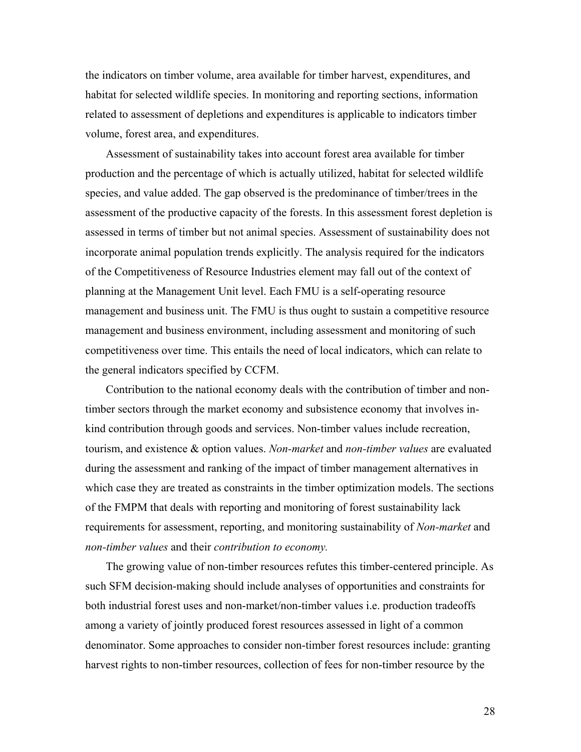the indicators on timber volume, area available for timber harvest, expenditures, and habitat for selected wildlife species. In monitoring and reporting sections, information related to assessment of depletions and expenditures is applicable to indicators timber volume, forest area, and expenditures.

Assessment of sustainability takes into account forest area available for timber production and the percentage of which is actually utilized, habitat for selected wildlife species, and value added. The gap observed is the predominance of timber/trees in the assessment of the productive capacity of the forests. In this assessment forest depletion is assessed in terms of timber but not animal species. Assessment of sustainability does not incorporate animal population trends explicitly. The analysis required for the indicators of the Competitiveness of Resource Industries element may fall out of the context of planning at the Management Unit level. Each FMU is a self-operating resource management and business unit. The FMU is thus ought to sustain a competitive resource management and business environment, including assessment and monitoring of such competitiveness over time. This entails the need of local indicators, which can relate to the general indicators specified by CCFM.

Contribution to the national economy deals with the contribution of timber and non-timber sectors through the market economy and subsistence economy that involves in-kind contribution through goods and services. Non-timber values include recreation, tourism, and existence & option values. *Non-market* and *non-timber values* are evaluated during the assessment and ranking of the impact of timber management alternatives in which case they are treated as constraints in the timber optimization models. The sections of the FMPM that deals with reporting and monitoring of forest sustainability lack requirements for assessment, reporting, and monitoring sustainability of *Non-market* and *non-timber values* and their *contribution to economy.*

The growing value of non-timber resources refutes this timber-centered principle. As such SFM decision-making should include analyses of opportunities and constraints for both industrial forest uses and non-market/non-timber values i.e. production tradeoffs among a variety of jointly produced forest resources assessed in light of a common denominator. Some approaches to consider non-timber forest resources include: granting harvest rights to non-timber resources, collection of fees for non-timber resource by the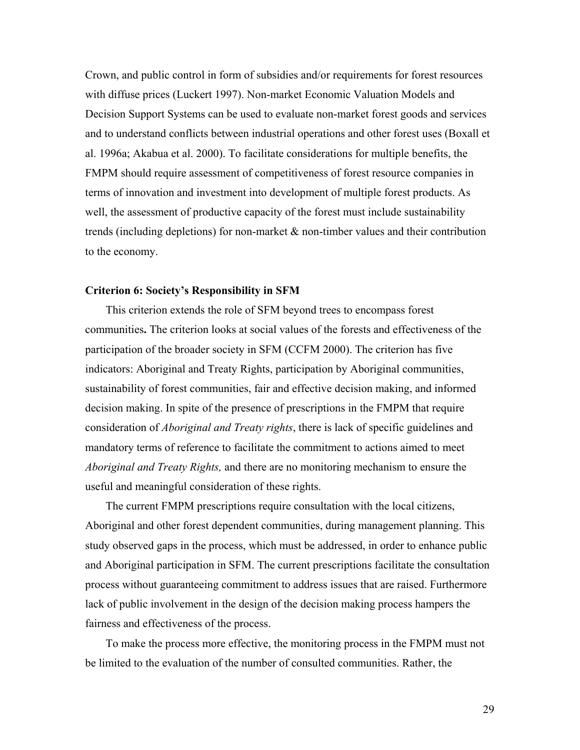Crown, and public control in form of subsidies and/or requirements for forest resources with diffuse prices (Luckert 1997). Non-market Economic Valuation Models and Decision Support Systems can be used to evaluate non-market forest goods and services and to understand conflicts between industrial operations and other forest uses (Boxall et al. 1996a; Akabua et al. 2000). To facilitate considerations for multiple benefits, the FMPM should require assessment of competitiveness of forest resource companies in terms of innovation and investment into development of multiple forest products. As well, the assessment of productive capacity of the forest must include sustainability trends (including depletions) for non-market & non-timber values and their contribution to the economy.

**Criterion 6: Society's Responsibility in SFM**

This criterion extends the role of SFM beyond trees to encompass forest communities**.** The criterion looks at social values of the forests and effectiveness of the participation of the broader society in SFM (CCFM 2000). The criterion has five indicators: Aboriginal and Treaty Rights, participation by Aboriginal communities, sustainability of forest communities, fair and effective decision making, and informed decision making. In spite of the presence of prescriptions in the FMPM that require consideration of *Aboriginal and Treaty rights*, there is lack of specific guidelines and mandatory terms of reference to facilitate the commitment to actions aimed to meet *Aboriginal and Treaty Rights,* and there are no monitoring mechanism to ensure the useful and meaningful consideration of these rights.

The current FMPM prescriptions require consultation with the local citizens, Aboriginal and other forest dependent communities, during management planning. This study observed gaps in the process, which must be addressed, in order to enhance public and Aboriginal participation in SFM. The current prescriptions facilitate the consultation process without guaranteeing commitment to address issues that are raised. Furthermore lack of public involvement in the design of the decision making process hampers the fairness and effectiveness of the process.

To make the process more effective, the monitoring process in the FMPM must not be limited to the evaluation of the number of consulted communities. Rather, the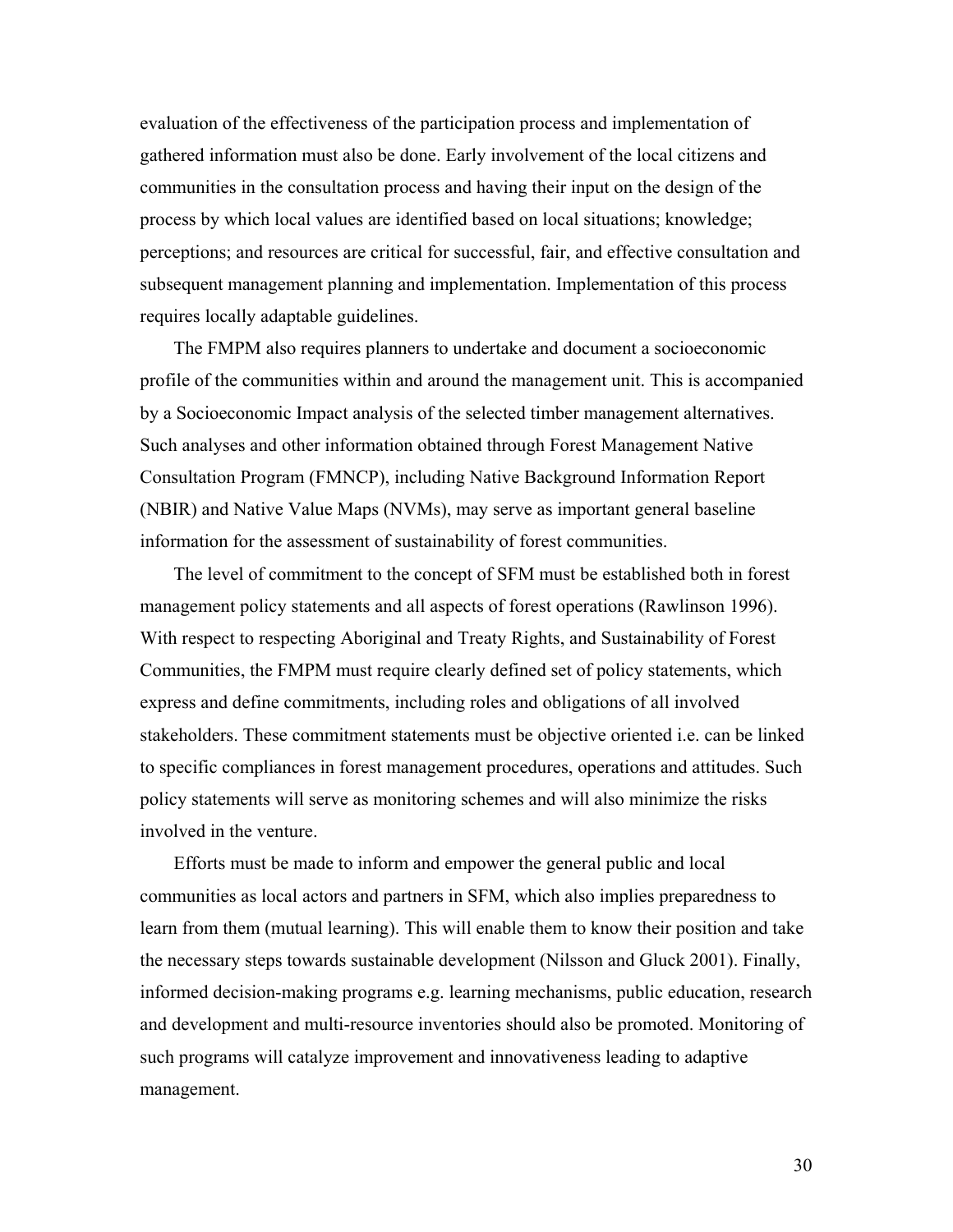evaluation of the effectiveness of the participation process and implementation of gathered information must also be done. Early involvement of the local citizens and communities in the consultation process and having their input on the design of the process by which local values are identified based on local situations; knowledge; perceptions; and resources are critical for successful, fair, and effective consultation and subsequent management planning and implementation. Implementation of this process requires locally adaptable guidelines.

The FMPM also requires planners to undertake and document a socioeconomic profile of the communities within and around the management unit. This is accompanied by a Socioeconomic Impact analysis of the selected timber management alternatives. Such analyses and other information obtained through Forest Management Native Consultation Program (FMNCP), including Native Background Information Report (NBIR) and Native Value Maps (NVMs), may serve as important general baseline information for the assessment of sustainability of forest communities.

The level of commitment to the concept of SFM must be established both in forest management policy statements and all aspects of forest operations (Rawlinson 1996). With respect to respecting Aboriginal and Treaty Rights, and Sustainability of Forest Communities, the FMPM must require clearly defined set of policy statements, which express and define commitments, including roles and obligations of all involved stakeholders. These commitment statements must be objective oriented i.e. can be linked to specific compliances in forest management procedures, operations and attitudes. Such policy statements will serve as monitoring schemes and will also minimize the risks involved in the venture.

Efforts must be made to inform and empower the general public and local communities as local actors and partners in SFM, which also implies preparedness to learn from them (mutual learning). This will enable them to know their position and take the necessary steps towards sustainable development (Nilsson and Gluck 2001). Finally, informed decision-making programs e.g. learning mechanisms, public education, research and development and multi-resource inventories should also be promoted. Monitoring of such programs will catalyze improvement and innovativeness leading to adaptive management.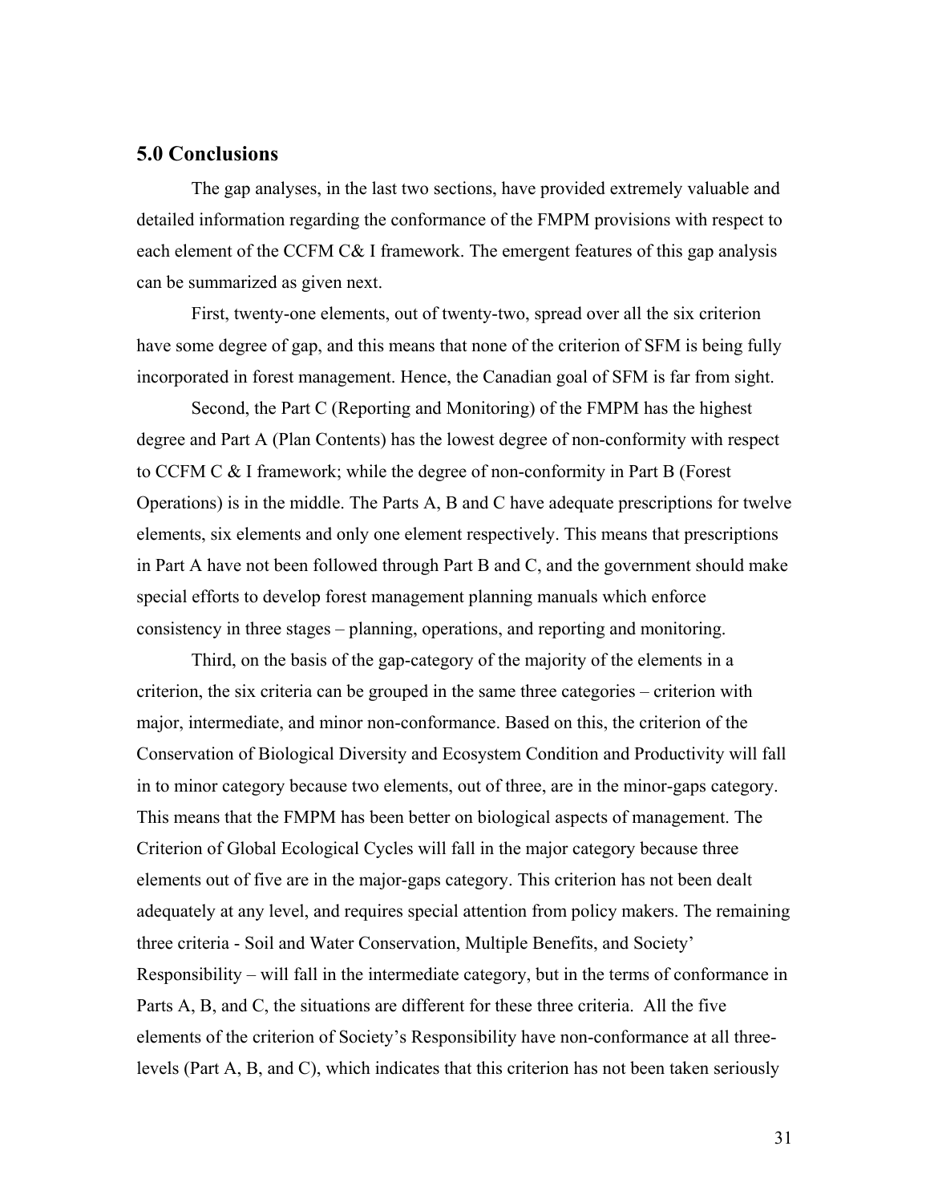## 5.0 Conclusions

The gap analyses, in the last two sections, have provided extremely valuable and detailed information regarding the conformance of the FMPM provisions with respect to each element of the CCFM C& I framework. The emergent features of this gap analysis can be summarized as given next.

First, twenty-one elements, out of twenty-two, spread over all the six criterion have some degree of gap, and this means that none of the criterion of SFM is being fully incorporated in forest management. Hence, the Canadian goal of SFM is far from sight.

Second, the Part C (Reporting and Monitoring) of the FMPM has the highest degree and Part A (Plan Contents) has the lowest degree of non-conformity with respect to CCFM C & I framework; while the degree of non-conformity in Part B (Forest Operations) is in the middle. The Parts A, B and C have adequate prescriptions for twelve elements, six elements and only one element respectively. This means that prescriptions in Part A have not been followed through Part B and C, and the government should make special efforts to develop forest management planning manuals which enforce consistency in three stages – planning, operations, and reporting and monitoring.

Third, on the basis of the gap-category of the majority of the elements in a criterion, the six criteria can be grouped in the same three categories – criterion with major, intermediate, and minor non-conformance. Based on this, the criterion of the Conservation of Biological Diversity and Ecosystem Condition and Productivity will fall in to minor category because two elements, out of three, are in the minor-gaps category. This means that the FMPM has been better on biological aspects of management. The Criterion of Global Ecological Cycles will fall in the major category because three elements out of five are in the major-gaps category. This criterion has not been dealt adequately at any level, and requires special attention from policy makers. The remaining three criteria - Soil and Water Conservation, Multiple Benefits, and Society' Responsibility – will fall in the intermediate category, but in the terms of conformance in Parts A, B, and C, the situations are different for these three criteria. All the five elements of the criterion of Society's Responsibility have non-conformance at all three-levels (Part A, B, and C), which indicates that this criterion has not been taken seriously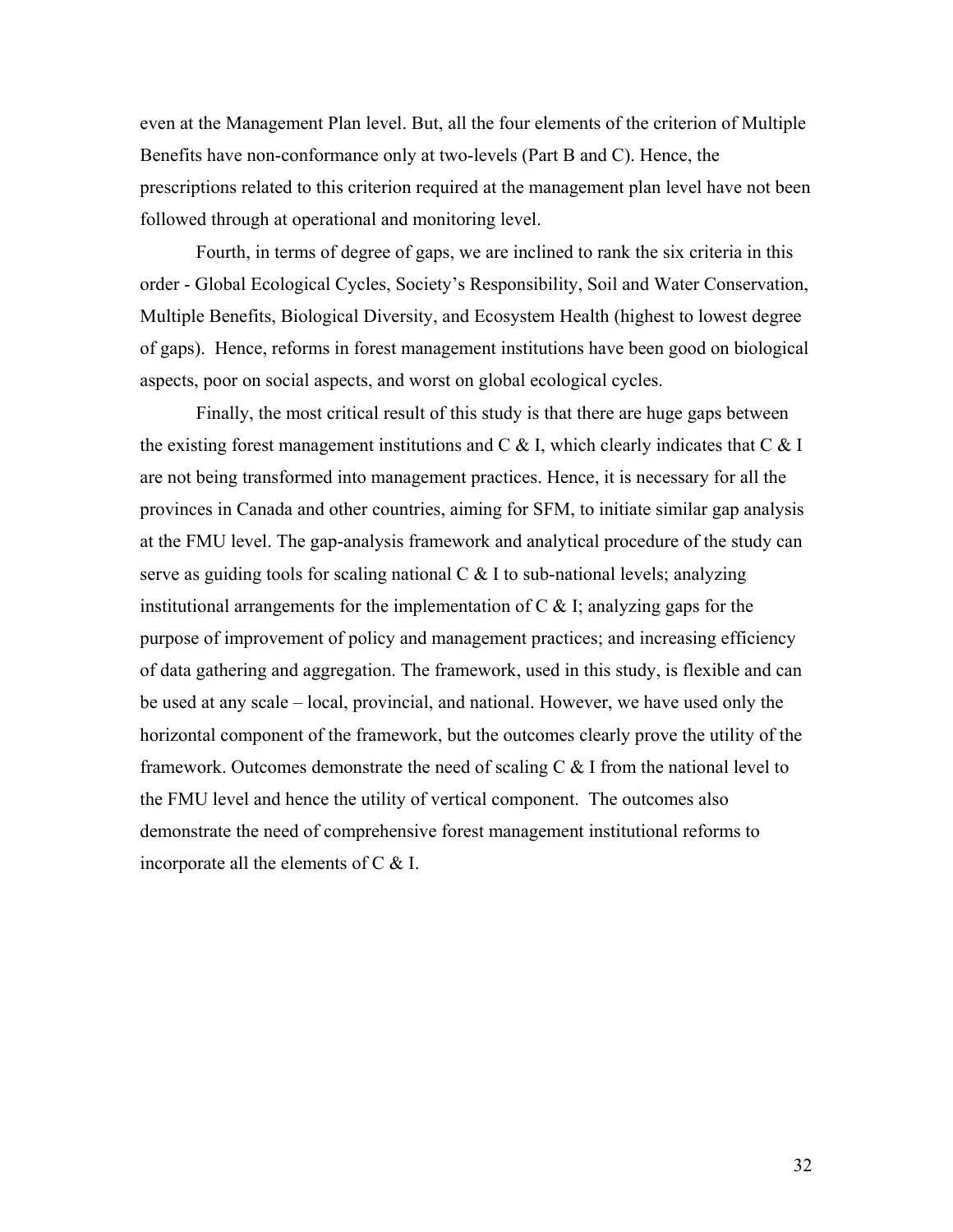even at the Management Plan level. But, all the four elements of the criterion of Multiple Benefits have non-conformance only at two-levels (Part B and C). Hence, the prescriptions related to this criterion required at the management plan level have not been followed through at operational and monitoring level.

Fourth, in terms of degree of gaps, we are inclined to rank the six criteria in this order - Global Ecological Cycles, Society's Responsibility, Soil and Water Conservation, Multiple Benefits, Biological Diversity, and Ecosystem Health (highest to lowest degree of gaps). Hence, reforms in forest management institutions have been good on biological aspects, poor on social aspects, and worst on global ecological cycles.

Finally, the most critical result of this study is that there are huge gaps between the existing forest management institutions and C & I, which clearly indicates that C & I are not being transformed into management practices. Hence, it is necessary for all the provinces in Canada and other countries, aiming for SFM, to initiate similar gap analysis at the FMU level. The gap-analysis framework and analytical procedure of the study can serve as guiding tools for scaling national C & I to sub-national levels; analyzing institutional arrangements for the implementation of C & I; analyzing gaps for the purpose of improvement of policy and management practices; and increasing efficiency of data gathering and aggregation. The framework, used in this study, is flexible and can be used at any scale – local, provincial, and national. However, we have used only the horizontal component of the framework, but the outcomes clearly prove the utility of the framework. Outcomes demonstrate the need of scaling C & I from the national level to the FMU level and hence the utility of vertical component. The outcomes also demonstrate the need of comprehensive forest management institutional reforms to incorporate all the elements of C & I.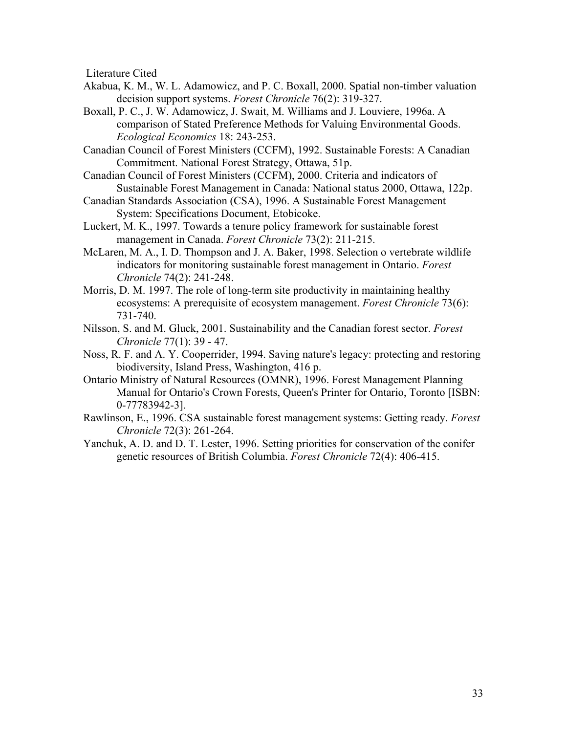## Literature Cited

Akabua, K. M., W. L. Adamowicz, and P. C. Boxall, 2000. Spatial non-timber valuation decision support systems. *Forest Chronicle* 76(2): 319-327.

Boxall, P. C., J. W. Adamowicz, J. Swait, M. Williams and J. Louviere, 1996a. A comparison of Stated Preference Methods for Valuing Environmental Goods. *Ecological Economics* 18: 243-253.

Canadian Council of Forest Ministers (CCFM), 1992. Sustainable Forests: A Canadian Commitment. National Forest Strategy, Ottawa, 51p.

Canadian Council of Forest Ministers (CCFM), 2000. Criteria and indicators of Sustainable Forest Management in Canada: National status 2000, Ottawa, 122p.

Canadian Standards Association (CSA), 1996. A Sustainable Forest Management System: Specifications Document, Etobicoke.

Luckert, M. K., 1997. Towards a tenure policy framework for sustainable forest management in Canada. *Forest Chronicle* 73(2): 211-215.

McLaren, M. A., I. D. Thompson and J. A. Baker, 1998. Selection o vertebrate wildlife indicators for monitoring sustainable forest management in Ontario. *Forest Chronicle* 74(2): 241-248.

Morris, D. M. 1997. The role of long-term site productivity in maintaining healthy ecosystems: A prerequisite of ecosystem management. *Forest Chronicle* 73(6): 731-740.

Nilsson, S. and M. Gluck, 2001. Sustainability and the Canadian forest sector. *Forest Chronicle* 77(1): 39 - 47.

Noss, R. F. and A. Y. Cooperrider, 1994. Saving nature's legacy: protecting and restoring biodiversity, Island Press, Washington, 416 p.

Ontario Ministry of Natural Resources (OMNR), 1996. Forest Management Planning Manual for Ontario's Crown Forests, Queen's Printer for Ontario, Toronto [ISBN: 0-77783942-3].

Rawlinson, E., 1996. CSA sustainable forest management systems: Getting ready. *Forest Chronicle* 72(3): 261-264.

Yanchuk, A. D. and D. T. Lester, 1996. Setting priorities for conservation of the conifer genetic resources of British Columbia. *Forest Chronicle* 72(4): 406-415.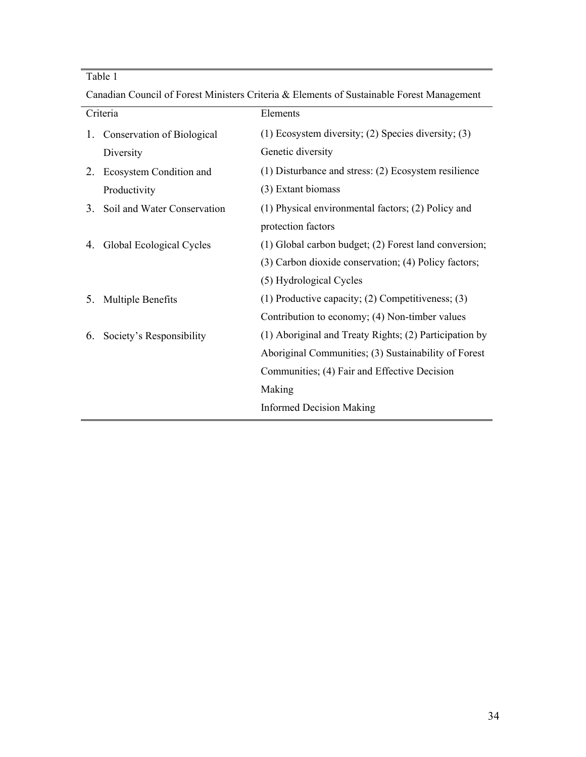Table 1

Canadian Council of Forest Ministers Criteria & Elements of Sustainable Forest Management

| Criteria | Elements |
|---|---|
| 1. Conservation of Biological Diversity | (1) Ecosystem diversity; (2) Species diversity; (3) Genetic diversity |
| 2. Ecosystem Condition and Productivity | (1) Disturbance and stress: (2) Ecosystem resilience (3) Extant biomass |
| 3. Soil and Water Conservation | (1) Physical environmental factors; (2) Policy and protection factors |
| 4. Global Ecological Cycles | (1) Global carbon budget; (2) Forest land conversion; (3) Carbon dioxide conservation; (4) Policy factors; (5) Hydrological Cycles |
| 5. Multiple Benefits | (1) Productive capacity; (2) Competitiveness; (3) Contribution to economy; (4) Non-timber values |
| 6. Society's Responsibility | (1) Aboriginal and Treaty Rights; (2) Participation by Aboriginal Communities; (3) Sustainability of Forest Communities; (4) Fair and Effective Decision Making<br>Informed Decision Making |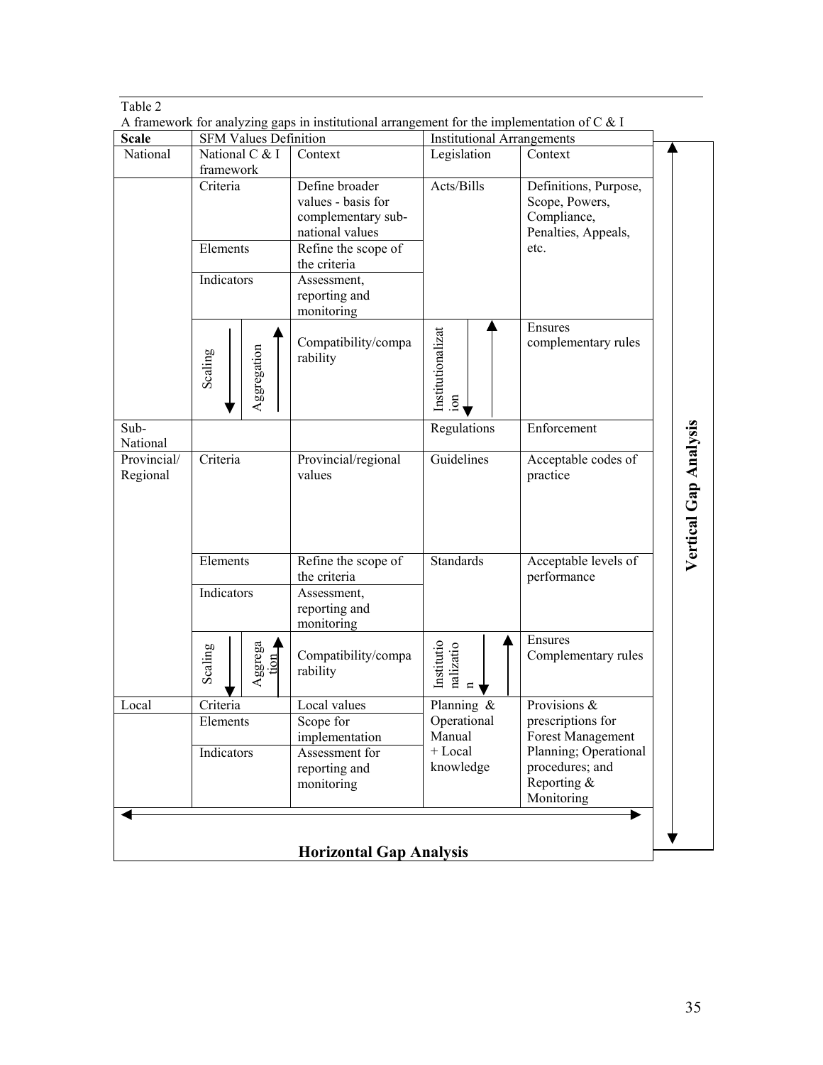Table 2

A framework for analyzing gaps in institutional arrangement for the implementation of C & I

| Scale | SFM Values Definition | | Institutional Arrangements | |
|---|---|---|---|---|
| National | National C & I framework | Context | Legislation | Context |
| | Criteria | Define broader values - basis for complementary sub-national values | Acts/Bills | Definitions, Purpose, Scope, Powers, Compliance, Penalties, Appeals, etc. |
| | Elements | Refine the scope of the criteria | | |
| | Indicators | Assessment, reporting and monitoring | | |
| | Scaling ↓ Aggregation ↑ | Compatibility/comparability | Institutionalization ↓↑ | Ensures complementary rules |
| Sub-National | | | Regulations | Enforcement |
| Provincial/ Regional | Criteria | Provincial/regional values | Guidelines | Acceptable codes of practice |
| | Elements | Refine the scope of the criteria | Standards | Acceptable levels of performance |
| | Indicators | Assessment, reporting and monitoring | | |
| | Scaling ↓ Aggregation ↑ | Compatibility/comparability | Institutionalization ↓↑ | Ensures Complementary rules |
| Local | Criteria | Local values | Planning & Operational Manual + Local knowledge | Provisions & prescriptions for Forest Management Planning; Operational procedures; and Reporting & Monitoring |
| | Elements | Scope for implementation | | |
| | Indicators | Assessment for reporting and monitoring | | |

◄— **Horizontal Gap Analysis** —►

▲▼ **Vertical Gap Analysis**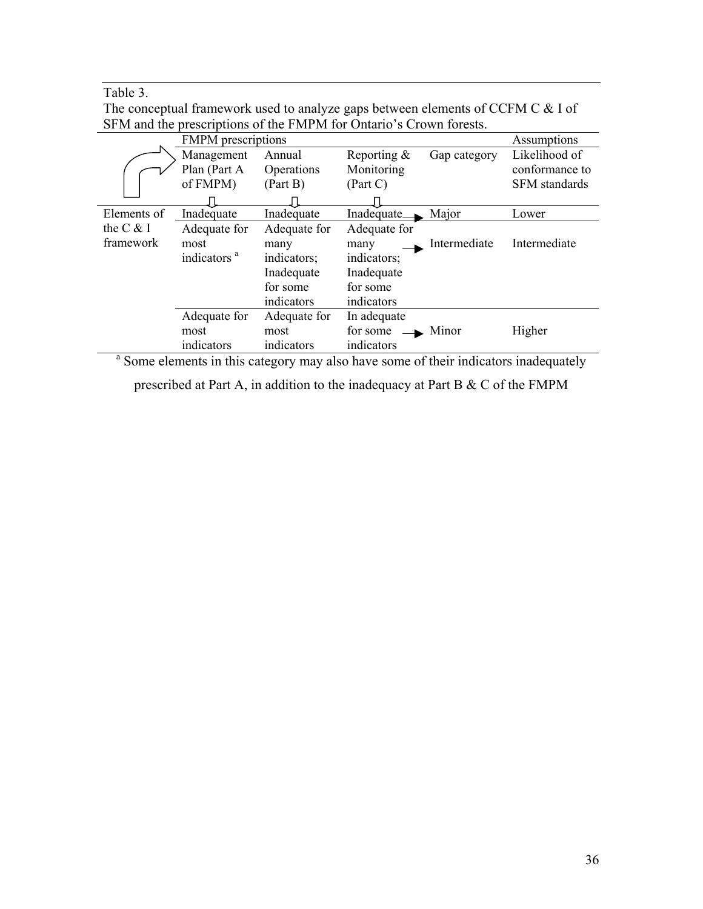Table 3.

The conceptual framework used to analyze gaps between elements of CCFM C & I of SFM and the prescriptions of the FMPM for Ontario's Crown forests.

| | FMPM prescriptions | | | | Assumptions |
|---|---|---|---|---|---|
| | Management Plan (Part A of FMPM) | Annual Operations (Part B) | Reporting & Monitoring (Part C) | Gap category | Likelihood of conformance to SFM standards |
| Elements of the C & I framework | Inadequate | Inadequate | Inadequate → | Major | Lower |
| | Adequate for most indicators [a] | Adequate for many indicators; Inadequate for some indicators | Adequate for many indicators; Inadequate for some indicators → | Intermediate | Intermediate |
| | Adequate for most indicators | Adequate for most indicators | In adequate for some indicators → | Minor | Higher |

[a] Some elements in this category may also have some of their indicators inadequately prescribed at Part A, in addition to the inadequacy at Part B & C of the FMPM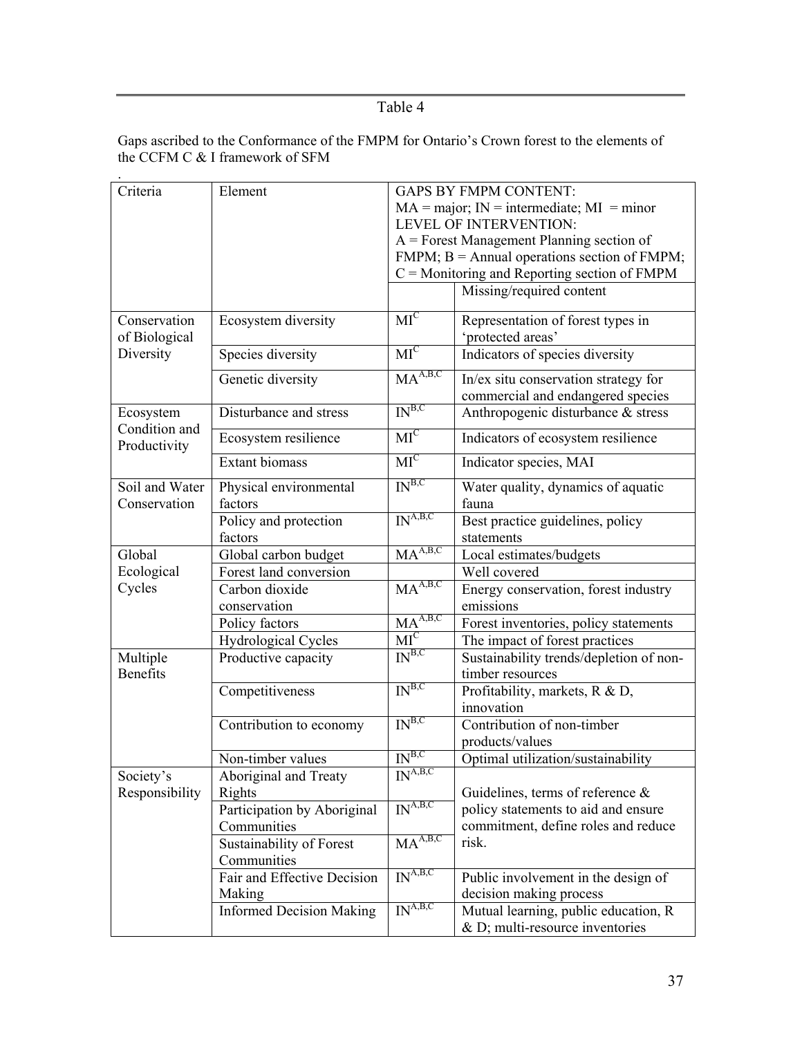Table 4

Gaps ascribed to the Conformance of the FMPM for Ontario's Crown forest to the elements of the CCFM C & I framework of SFM

.

| Criteria | Element | GAPS BY FMPM CONTENT: MA = major; IN = intermediate; MI = minor LEVEL OF INTERVENTION: A = Forest Management Planning section of FMPM; B = Annual operations section of FMPM; C = Monitoring and Reporting section of FMPM | |
|---|---|---|---|
| | | | Missing/required content |
| Conservation of Biological Diversity | Ecosystem diversity | $MI^{C}$ | Representation of forest types in 'protected areas' |
| | Species diversity | $MI^{C}$ | Indicators of species diversity |
| | Genetic diversity | $MA^{A,B,C}$ | In/ex situ conservation strategy for commercial and endangered species |
| Ecosystem Condition and Productivity | Disturbance and stress | $IN^{B,C}$ | Anthropogenic disturbance & stress |
| | Ecosystem resilience | $MI^{C}$ | Indicators of ecosystem resilience |
| | Extant biomass | $MI^{C}$ | Indicator species, MAI |
| Soil and Water Conservation | Physical environmental factors | $IN^{B,C}$ | Water quality, dynamics of aquatic fauna |
| | Policy and protection factors | $IN^{A,B,C}$ | Best practice guidelines, policy statements |
| Global Ecological Cycles | Global carbon budget | $MA^{A,B,C}$ | Local estimates/budgets |
| | Forest land conversion | | Well covered |
| | Carbon dioxide conservation | $MA^{A,B,C}$ | Energy conservation, forest industry emissions |
| | Policy factors | $MA^{A,B,C}$ | Forest inventories, policy statements |
| | Hydrological Cycles | $MI^{C}$ | The impact of forest practices |
| Multiple Benefits | Productive capacity | $IN^{B,C}$ | Sustainability trends/depletion of non-timber resources |
| | Competitiveness | $IN^{B,C}$ | Profitability, markets, R & D, innovation |
| | Contribution to economy | $IN^{B,C}$ | Contribution of non-timber products/values |
| | Non-timber values | $IN^{B,C}$ | Optimal utilization/sustainability |
| Society's Responsibility | Aboriginal and Treaty Rights | $IN^{A,B,C}$ | Guidelines, terms of reference & policy statements to aid and ensure commitment, define roles and reduce risk. |
| | Participation by Aboriginal Communities | $IN^{A,B,C}$ | |
| | Sustainability of Forest Communities | $MA^{A,B,C}$ | |
| | Fair and Effective Decision Making | $IN^{A,B,C}$ | Public involvement in the design of decision making process |
| | Informed Decision Making | $IN^{A,B,C}$ | Mutual learning, public education, R & D; multi-resource inventories |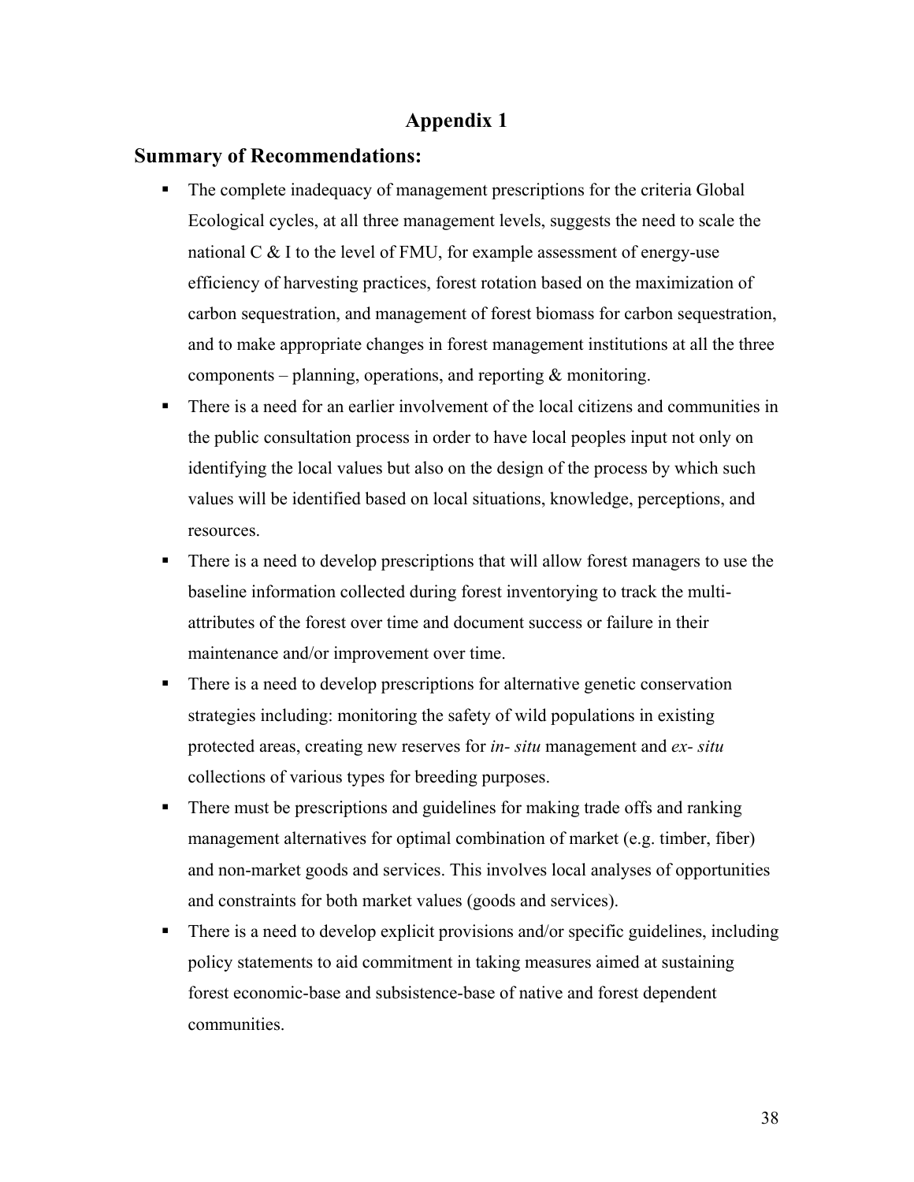# Appendix 1

## Summary of Recommendations:

- The complete inadequacy of management prescriptions for the criteria Global Ecological cycles, at all three management levels, suggests the need to scale the national C & I to the level of FMU, for example assessment of energy-use efficiency of harvesting practices, forest rotation based on the maximization of carbon sequestration, and management of forest biomass for carbon sequestration, and to make appropriate changes in forest management institutions at all the three components – planning, operations, and reporting & monitoring.
- There is a need for an earlier involvement of the local citizens and communities in the public consultation process in order to have local peoples input not only on identifying the local values but also on the design of the process by which such values will be identified based on local situations, knowledge, perceptions, and resources.
- There is a need to develop prescriptions that will allow forest managers to use the baseline information collected during forest inventorying to track the multi-attributes of the forest over time and document success or failure in their maintenance and/or improvement over time.
- There is a need to develop prescriptions for alternative genetic conservation strategies including: monitoring the safety of wild populations in existing protected areas, creating new reserves for *in- situ* management and *ex- situ* collections of various types for breeding purposes.
- There must be prescriptions and guidelines for making trade offs and ranking management alternatives for optimal combination of market (e.g. timber, fiber) and non-market goods and services. This involves local analyses of opportunities and constraints for both market values (goods and services).
- There is a need to develop explicit provisions and/or specific guidelines, including policy statements to aid commitment in taking measures aimed at sustaining forest economic-base and subsistence-base of native and forest dependent communities.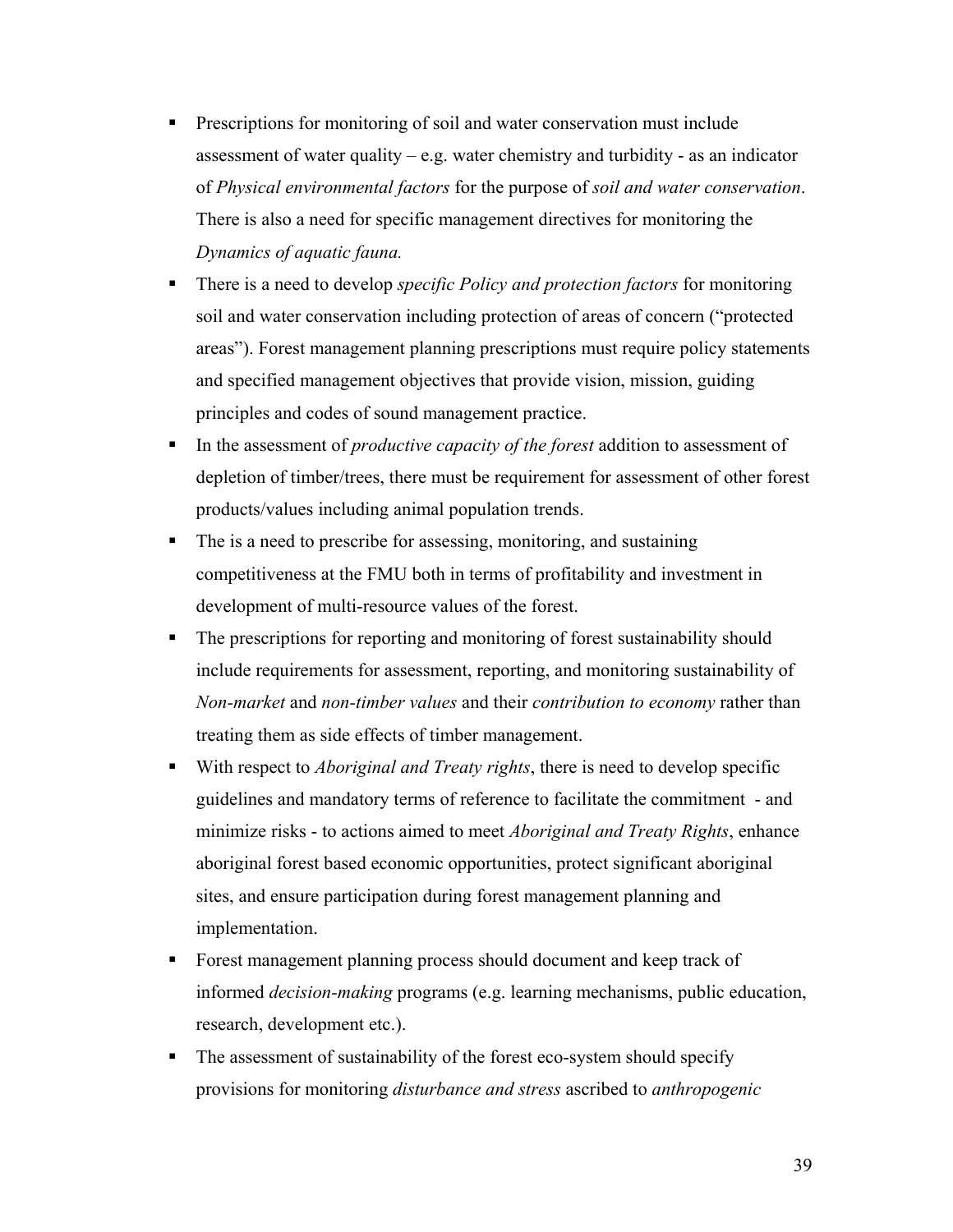- Prescriptions for monitoring of soil and water conservation must include assessment of water quality – e.g. water chemistry and turbidity - as an indicator of *Physical environmental factors* for the purpose of *soil and water conservation*. There is also a need for specific management directives for monitoring the *Dynamics of aquatic fauna.*
- There is a need to develop *specific Policy and protection factors* for monitoring soil and water conservation including protection of areas of concern ("protected areas"). Forest management planning prescriptions must require policy statements and specified management objectives that provide vision, mission, guiding principles and codes of sound management practice.
- In the assessment of *productive capacity of the forest* addition to assessment of depletion of timber/trees, there must be requirement for assessment of other forest products/values including animal population trends.
- The is a need to prescribe for assessing, monitoring, and sustaining competitiveness at the FMU both in terms of profitability and investment in development of multi-resource values of the forest.
- The prescriptions for reporting and monitoring of forest sustainability should include requirements for assessment, reporting, and monitoring sustainability of *Non-market* and *non-timber values* and their *contribution to economy* rather than treating them as side effects of timber management.
- With respect to *Aboriginal and Treaty rights*, there is need to develop specific guidelines and mandatory terms of reference to facilitate the commitment - and minimize risks - to actions aimed to meet *Aboriginal and Treaty Rights*, enhance aboriginal forest based economic opportunities, protect significant aboriginal sites, and ensure participation during forest management planning and implementation.
- Forest management planning process should document and keep track of informed *decision-making* programs (e.g. learning mechanisms, public education, research, development etc.).
- The assessment of sustainability of the forest eco-system should specify provisions for monitoring *disturbance and stress* ascribed to *anthropogenic*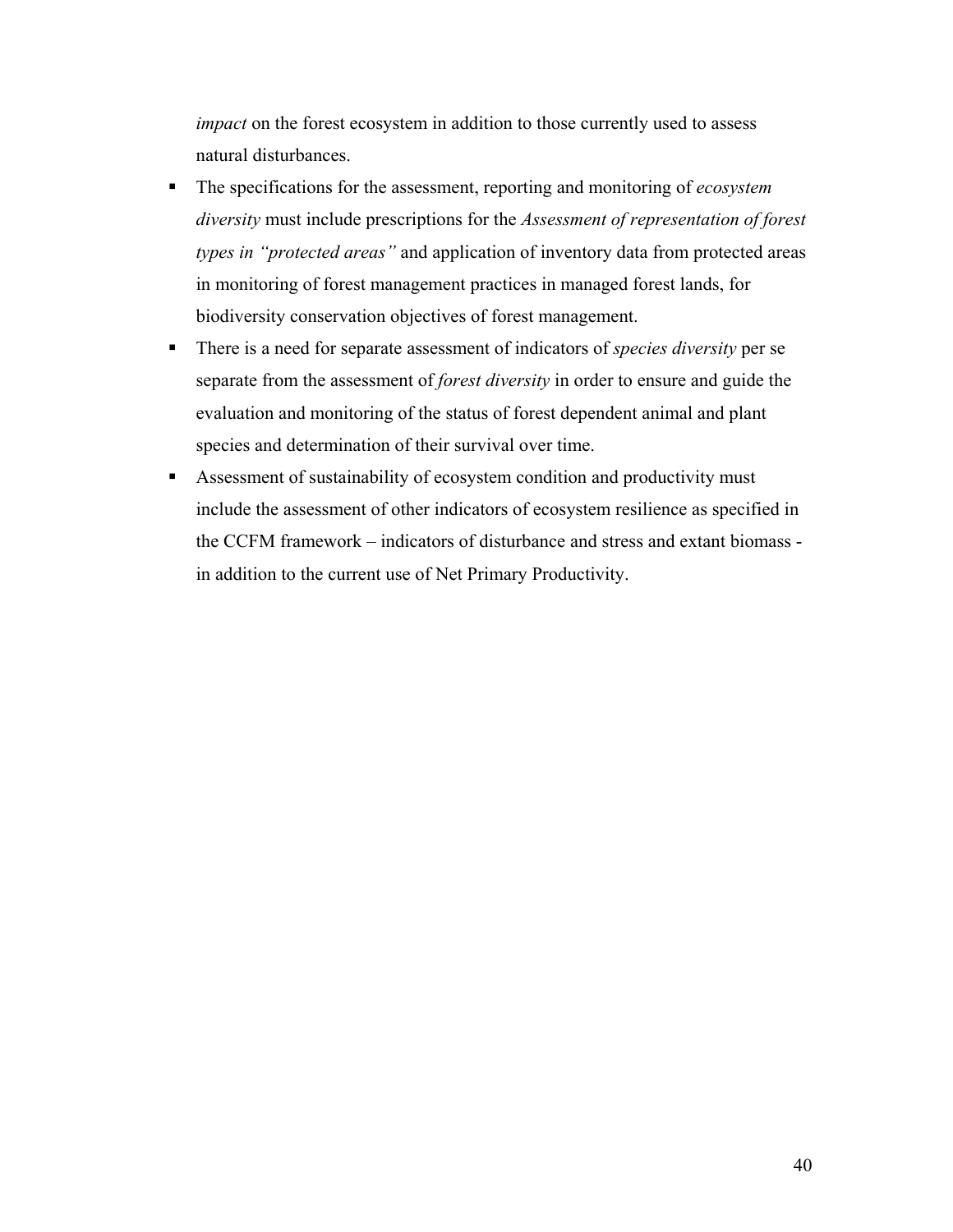*impact* on the forest ecosystem in addition to those currently used to assess natural disturbances.

- The specifications for the assessment, reporting and monitoring of *ecosystem diversity* must include prescriptions for the *Assessment of representation of forest types in "protected areas"* and application of inventory data from protected areas in monitoring of forest management practices in managed forest lands, for biodiversity conservation objectives of forest management.
- There is a need for separate assessment of indicators of *species diversity* per se separate from the assessment of *forest diversity* in order to ensure and guide the evaluation and monitoring of the status of forest dependent animal and plant species and determination of their survival over time.
- Assessment of sustainability of ecosystem condition and productivity must include the assessment of other indicators of ecosystem resilience as specified in the CCFM framework – indicators of disturbance and stress and extant biomass - in addition to the current use of Net Primary Productivity.